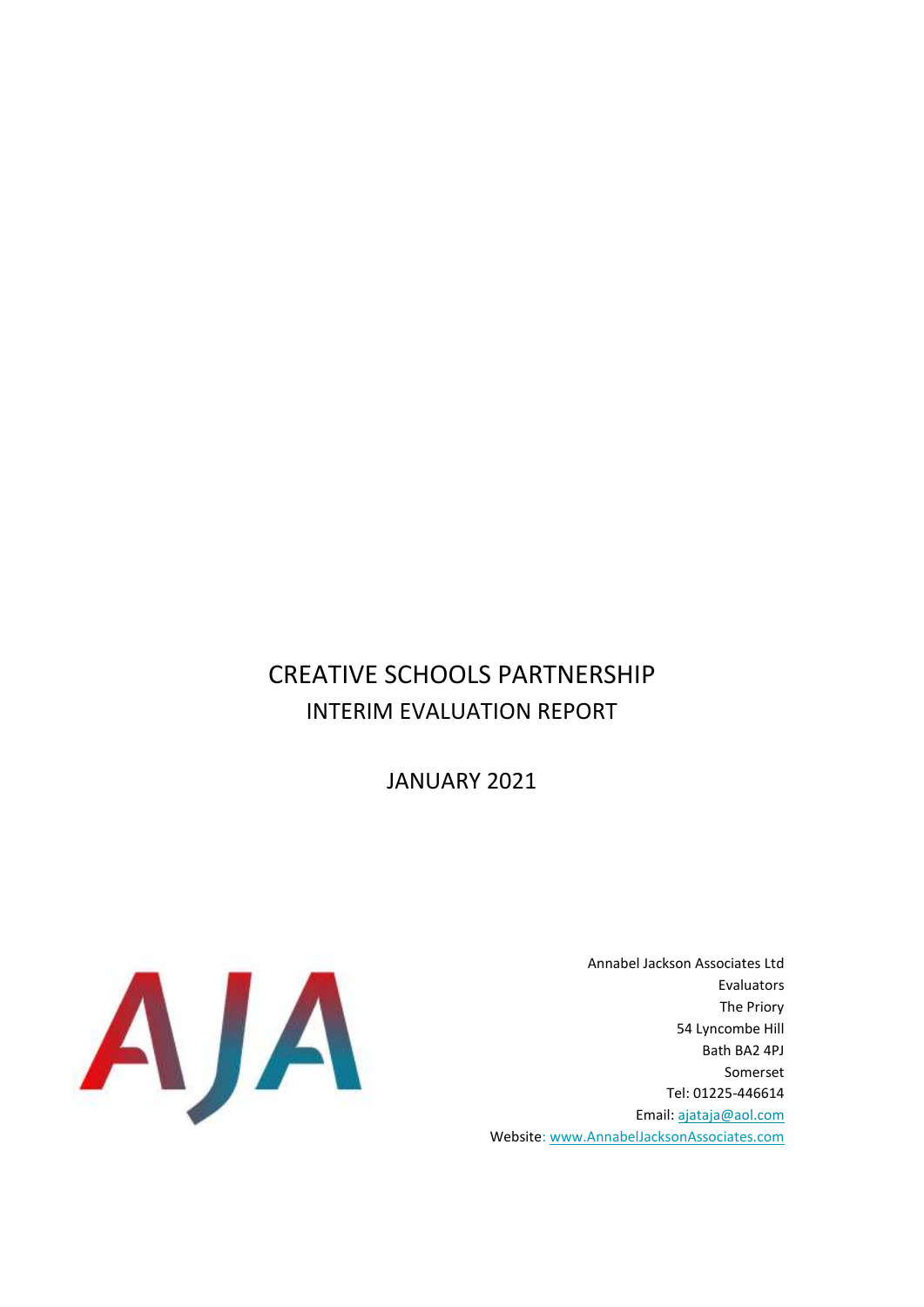# CREATIVE SCHOOLS PARTNERSHIP

## INTERIM EVALUATION REPORT

JANUARY 2021

Annabel Jackson Associates Ltd
Evaluators
The Priory
54 Lyncombe Hill
Bath BA2 4PJ
Somerset
Tel: 01225-446614
Email: ajataja@aol.com
Website: www.AnnabelJacksonAssociates.com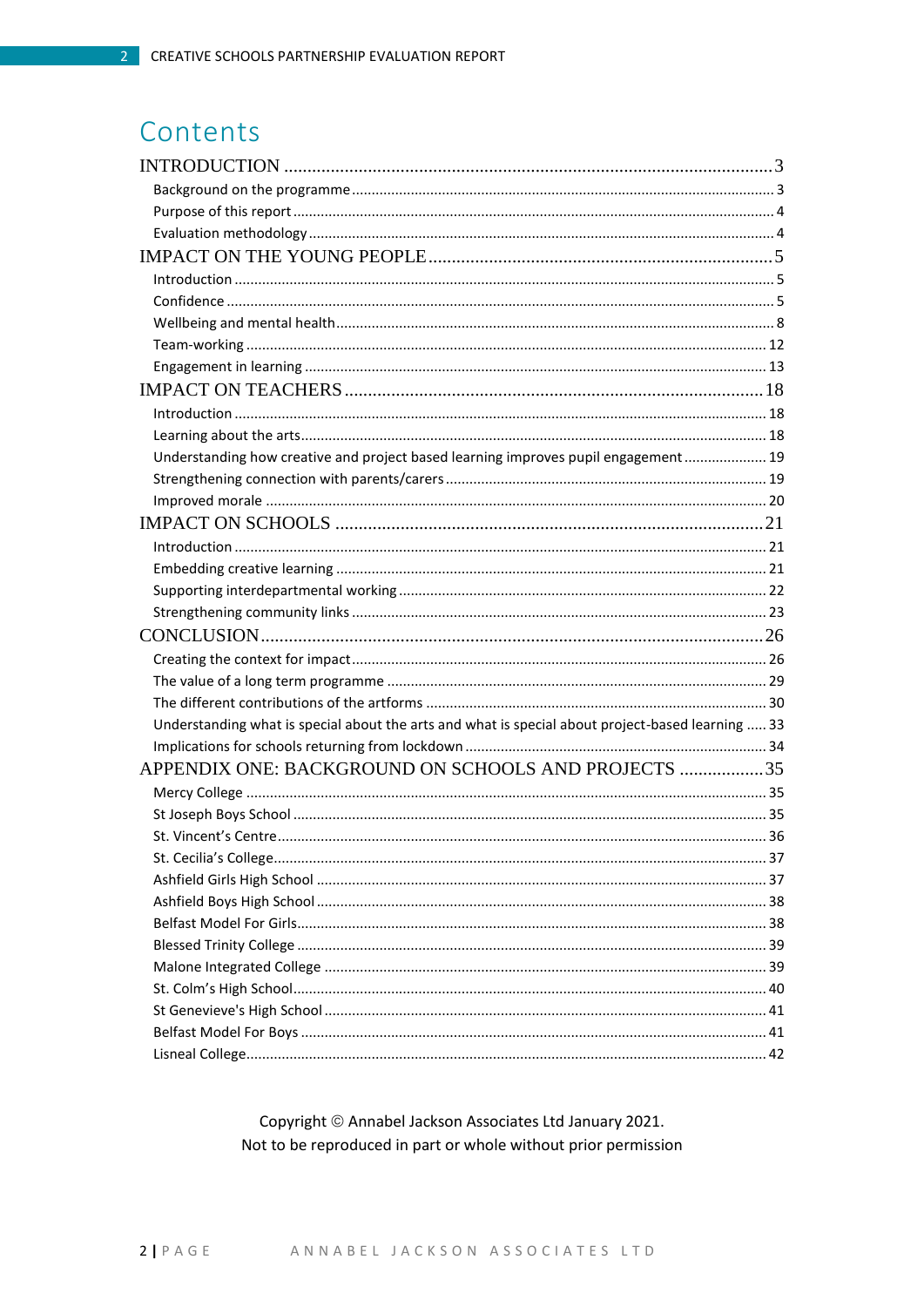# Contents

INTRODUCTION ........................................................................................................ 3

- Background on the programme ........................................................................................ 3
- Purpose of this report ........................................................................................................ 4
- Evaluation methodology .................................................................................................... 4

IMPACT ON THE YOUNG PEOPLE ........................................................................ 5

- Introduction ....................................................................................................................... 5
- Confidence ......................................................................................................................... 5
- Wellbeing and mental health ............................................................................................. 8
- Team-working ................................................................................................................... 12
- Engagement in learning .................................................................................................... 13

IMPACT ON TEACHERS ........................................................................................ 18

- Introduction ...................................................................................................................... 18
- Learning about the arts ..................................................................................................... 18
- Understanding how creative and project based learning improves pupil engagement ..................... 19
- Strengthening connection with parents/carers ................................................................. 19
- Improved morale .............................................................................................................. 20

IMPACT ON SCHOOLS .......................................................................................... 21

- Introduction ...................................................................................................................... 21
- Embedding creative learning ............................................................................................ 21
- Supporting interdepartmental working ............................................................................. 22
- Strengthening community links ........................................................................................ 23

CONCLUSION ........................................................................................................ 26

- Creating the context for impact ........................................................................................ 26
- The value of a long term programme ............................................................................... 29
- The different contributions of the artforms ..................................................................... 30
- Understanding what is special about the arts and what is special about project-based learning ..... 33
- Implications for schools returning from lockdown ........................................................... 34

APPENDIX ONE: BACKGROUND ON SCHOOLS AND PROJECTS ................. 35

- Mercy College ................................................................................................................... 35
- St Joseph Boys School ....................................................................................................... 35
- St. Vincent's Centre ........................................................................................................... 36
- St. Cecilia's College ............................................................................................................ 37
- Ashfield Girls High School ................................................................................................. 37
- Ashfield Boys High School ................................................................................................. 38
- Belfast Model For Girls ...................................................................................................... 38
- Blessed Trinity College ...................................................................................................... 39
- Malone Integrated College ................................................................................................ 39
- St. Colm's High School ....................................................................................................... 40
- St Genevieve's High School ............................................................................................... 41
- Belfast Model For Boys ...................................................................................................... 41
- Lisneal College ................................................................................................................... 42

Copyright © Annabel Jackson Associates Ltd January 2021.
Not to be reproduced in part or whole without prior permission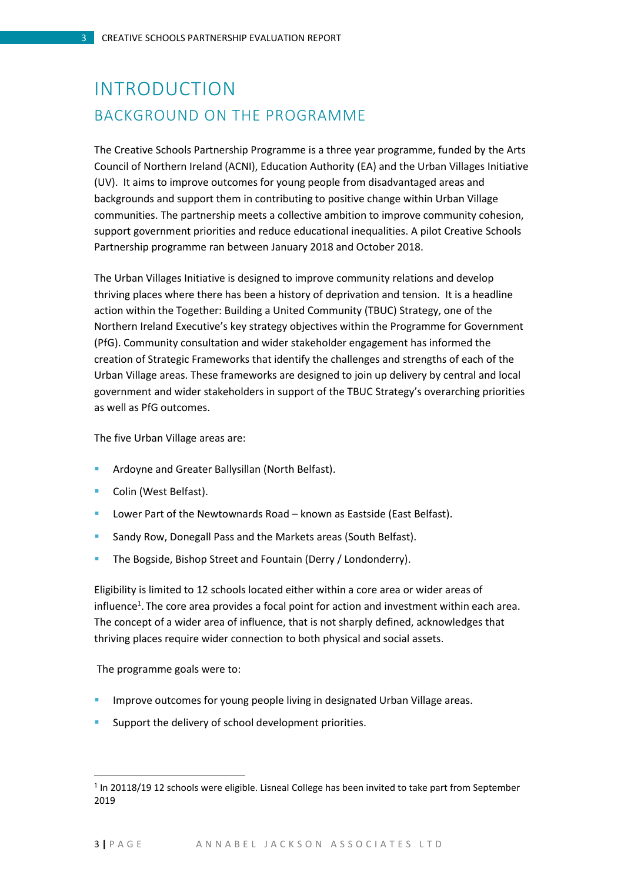# INTRODUCTION

## BACKGROUND ON THE PROGRAMME

The Creative Schools Partnership Programme is a three year programme, funded by the Arts Council of Northern Ireland (ACNI), Education Authority (EA) and the Urban Villages Initiative (UV). It aims to improve outcomes for young people from disadvantaged areas and backgrounds and support them in contributing to positive change within Urban Village communities. The partnership meets a collective ambition to improve community cohesion, support government priorities and reduce educational inequalities. A pilot Creative Schools Partnership programme ran between January 2018 and October 2018.

The Urban Villages Initiative is designed to improve community relations and develop thriving places where there has been a history of deprivation and tension. It is a headline action within the Together: Building a United Community (TBUC) Strategy, one of the Northern Ireland Executive's key strategy objectives within the Programme for Government (PfG). Community consultation and wider stakeholder engagement has informed the creation of Strategic Frameworks that identify the challenges and strengths of each of the Urban Village areas. These frameworks are designed to join up delivery by central and local government and wider stakeholders in support of the TBUC Strategy's overarching priorities as well as PfG outcomes.

The five Urban Village areas are:

- Ardoyne and Greater Ballysillan (North Belfast).
- Colin (West Belfast).
- Lower Part of the Newtownards Road – known as Eastside (East Belfast).
- Sandy Row, Donegall Pass and the Markets areas (South Belfast).
- The Bogside, Bishop Street and Fountain (Derry / Londonderry).

Eligibility is limited to 12 schools located either within a core area or wider areas of influence[1]. The core area provides a focal point for action and investment within each area. The concept of a wider area of influence, that is not sharply defined, acknowledges that thriving places require wider connection to both physical and social assets.

The programme goals were to:

- Improve outcomes for young people living in designated Urban Village areas.
- Support the delivery of school development priorities.

[1] In 20118/19 12 schools were eligible. Lisneal College has been invited to take part from September 2019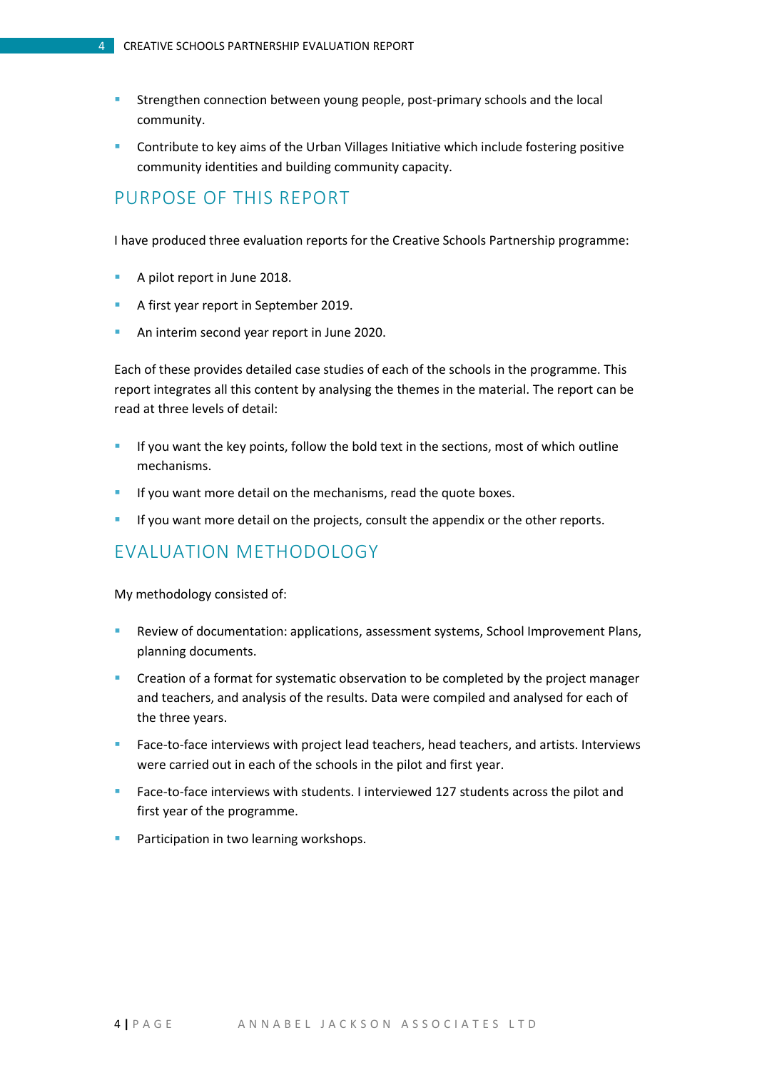- Strengthen connection between young people, post-primary schools and the local community.
- Contribute to key aims of the Urban Villages Initiative which include fostering positive community identities and building community capacity.

## PURPOSE OF THIS REPORT

I have produced three evaluation reports for the Creative Schools Partnership programme:

- A pilot report in June 2018.
- A first year report in September 2019.
- An interim second year report in June 2020.

Each of these provides detailed case studies of each of the schools in the programme. This report integrates all this content by analysing the themes in the material. The report can be read at three levels of detail:

- If you want the key points, follow the bold text in the sections, most of which outline mechanisms.
- If you want more detail on the mechanisms, read the quote boxes.
- If you want more detail on the projects, consult the appendix or the other reports.

## EVALUATION METHODOLOGY

My methodology consisted of:

- Review of documentation: applications, assessment systems, School Improvement Plans, planning documents.
- Creation of a format for systematic observation to be completed by the project manager and teachers, and analysis of the results. Data were compiled and analysed for each of the three years.
- Face-to-face interviews with project lead teachers, head teachers, and artists. Interviews were carried out in each of the schools in the pilot and first year.
- Face-to-face interviews with students. I interviewed 127 students across the pilot and first year of the programme.
- Participation in two learning workshops.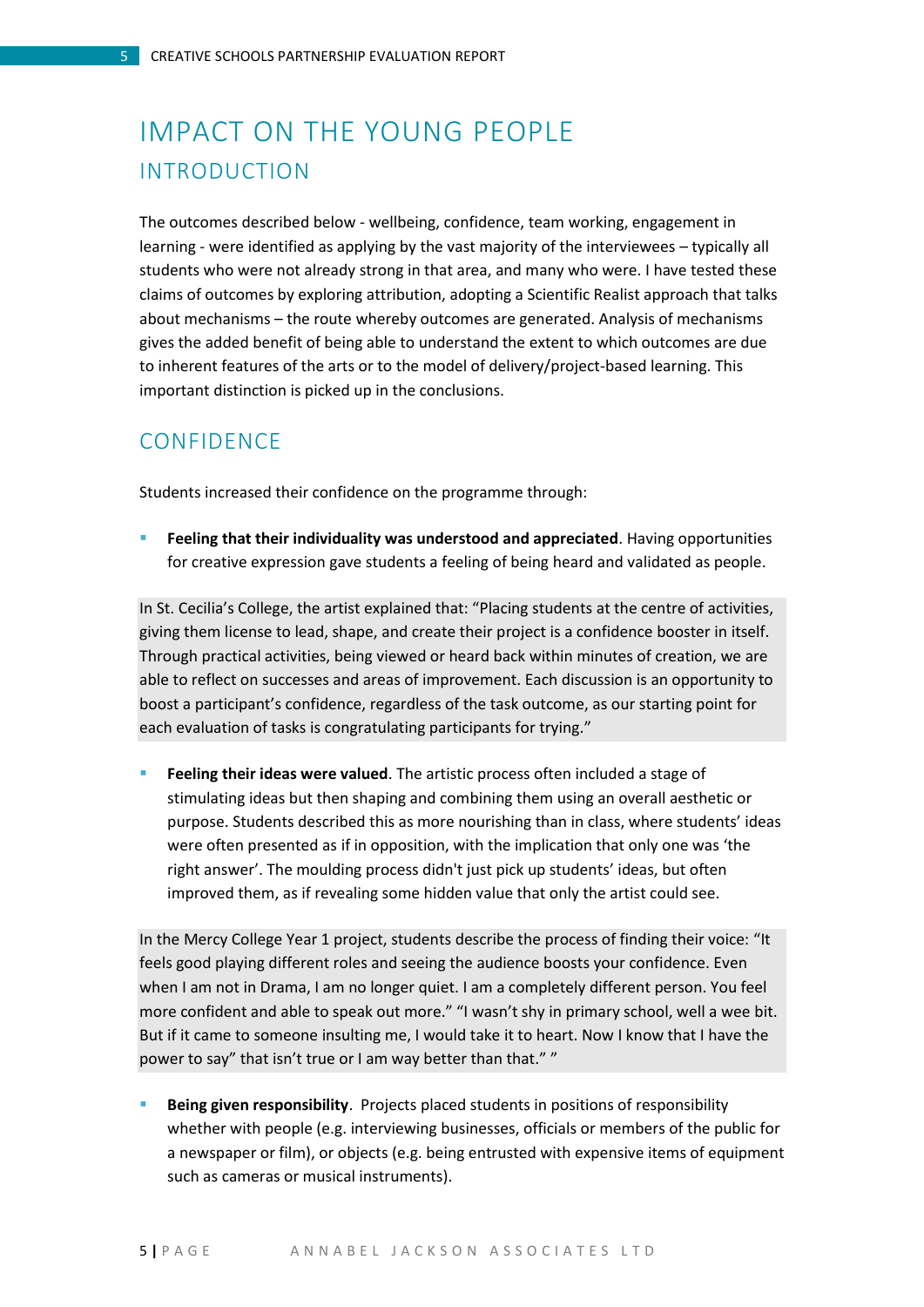# IMPACT ON THE YOUNG PEOPLE

## INTRODUCTION

The outcomes described below - wellbeing, confidence, team working, engagement in learning - were identified as applying by the vast majority of the interviewees – typically all students who were not already strong in that area, and many who were. I have tested these claims of outcomes by exploring attribution, adopting a Scientific Realist approach that talks about mechanisms – the route whereby outcomes are generated. Analysis of mechanisms gives the added benefit of being able to understand the extent to which outcomes are due to inherent features of the arts or to the model of delivery/project-based learning. This important distinction is picked up in the conclusions.

## CONFIDENCE

Students increased their confidence on the programme through:

- **Feeling that their individuality was understood and appreciated**. Having opportunities for creative expression gave students a feeling of being heard and validated as people.

In St. Cecilia's College, the artist explained that: "Placing students at the centre of activities, giving them license to lead, shape, and create their project is a confidence booster in itself. Through practical activities, being viewed or heard back within minutes of creation, we are able to reflect on successes and areas of improvement. Each discussion is an opportunity to boost a participant's confidence, regardless of the task outcome, as our starting point for each evaluation of tasks is congratulating participants for trying."

- **Feeling their ideas were valued**. The artistic process often included a stage of stimulating ideas but then shaping and combining them using an overall aesthetic or purpose. Students described this as more nourishing than in class, where students' ideas were often presented as if in opposition, with the implication that only one was 'the right answer'. The moulding process didn't just pick up students' ideas, but often improved them, as if revealing some hidden value that only the artist could see.

In the Mercy College Year 1 project, students describe the process of finding their voice: "It feels good playing different roles and seeing the audience boosts your confidence. Even when I am not in Drama, I am no longer quiet. I am a completely different person. You feel more confident and able to speak out more." "I wasn't shy in primary school, well a wee bit. But if it came to someone insulting me, I would take it to heart. Now I know that I have the power to say" that isn't true or I am way better than that." "

- **Being given responsibility**. Projects placed students in positions of responsibility whether with people (e.g. interviewing businesses, officials or members of the public for a newspaper or film), or objects (e.g. being entrusted with expensive items of equipment such as cameras or musical instruments).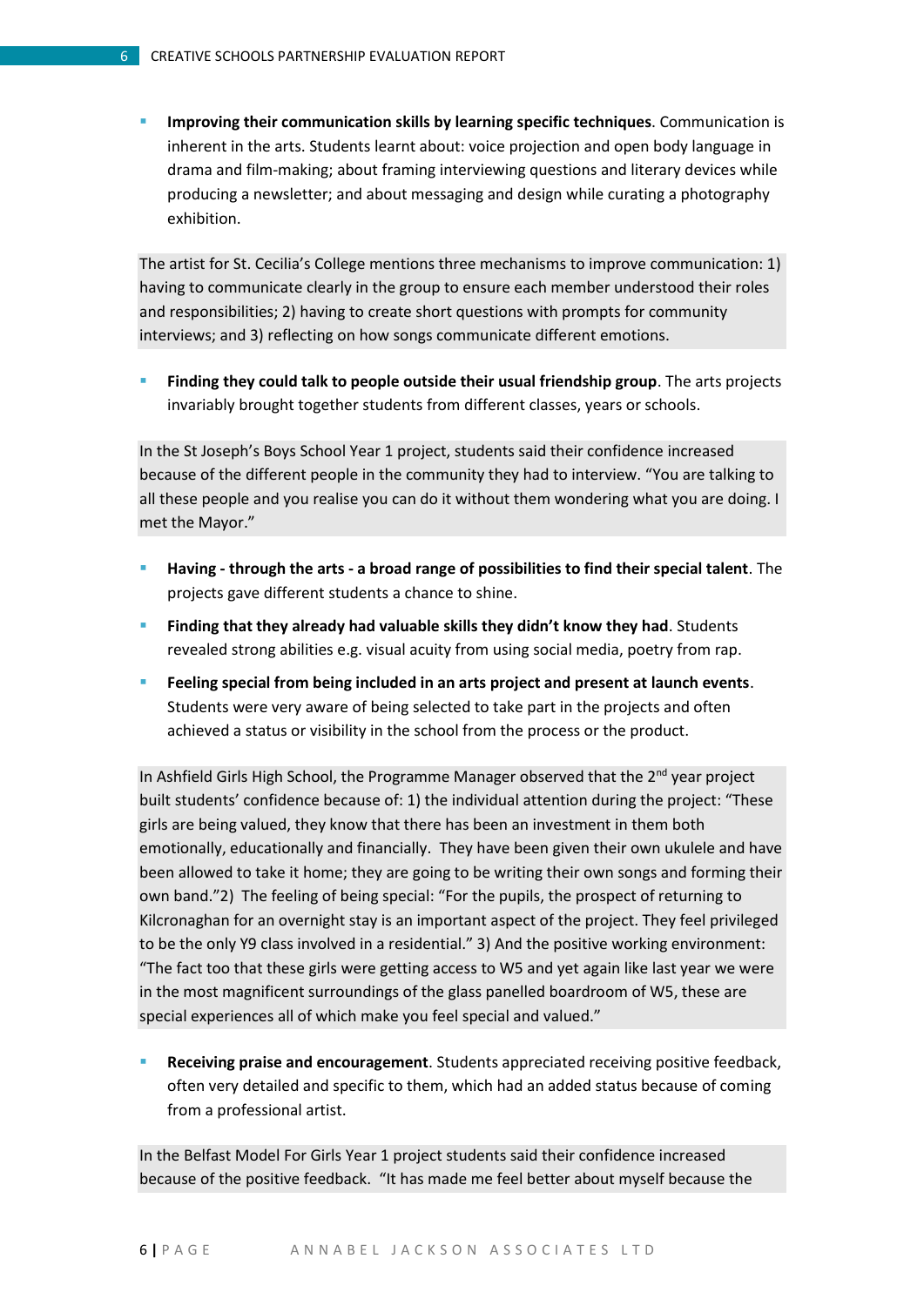- **Improving their communication skills by learning specific techniques**. Communication is inherent in the arts. Students learnt about: voice projection and open body language in drama and film-making; about framing interviewing questions and literary devices while producing a newsletter; and about messaging and design while curating a photography exhibition.

The artist for St. Cecilia's College mentions three mechanisms to improve communication: 1) having to communicate clearly in the group to ensure each member understood their roles and responsibilities; 2) having to create short questions with prompts for community interviews; and 3) reflecting on how songs communicate different emotions.

- **Finding they could talk to people outside their usual friendship group**. The arts projects invariably brought together students from different classes, years or schools.

In the St Joseph's Boys School Year 1 project, students said their confidence increased because of the different people in the community they had to interview. "You are talking to all these people and you realise you can do it without them wondering what you are doing. I met the Mayor."

- **Having - through the arts - a broad range of possibilities to find their special talent**. The projects gave different students a chance to shine.
- **Finding that they already had valuable skills they didn't know they had**. Students revealed strong abilities e.g. visual acuity from using social media, poetry from rap.
- **Feeling special from being included in an arts project and present at launch events**. Students were very aware of being selected to take part in the projects and often achieved a status or visibility in the school from the process or the product.

In Ashfield Girls High School, the Programme Manager observed that the 2nd year project built students' confidence because of: 1) the individual attention during the project: "These girls are being valued, they know that there has been an investment in them both emotionally, educationally and financially. They have been given their own ukulele and have been allowed to take it home; they are going to be writing their own songs and forming their own band."2) The feeling of being special: "For the pupils, the prospect of returning to Kilcronaghan for an overnight stay is an important aspect of the project. They feel privileged to be the only Y9 class involved in a residential." 3) And the positive working environment: "The fact too that these girls were getting access to W5 and yet again like last year we were in the most magnificent surroundings of the glass panelled boardroom of W5, these are special experiences all of which make you feel special and valued."

- **Receiving praise and encouragement**. Students appreciated receiving positive feedback, often very detailed and specific to them, which had an added status because of coming from a professional artist.

In the Belfast Model For Girls Year 1 project students said their confidence increased because of the positive feedback. "It has made me feel better about myself because the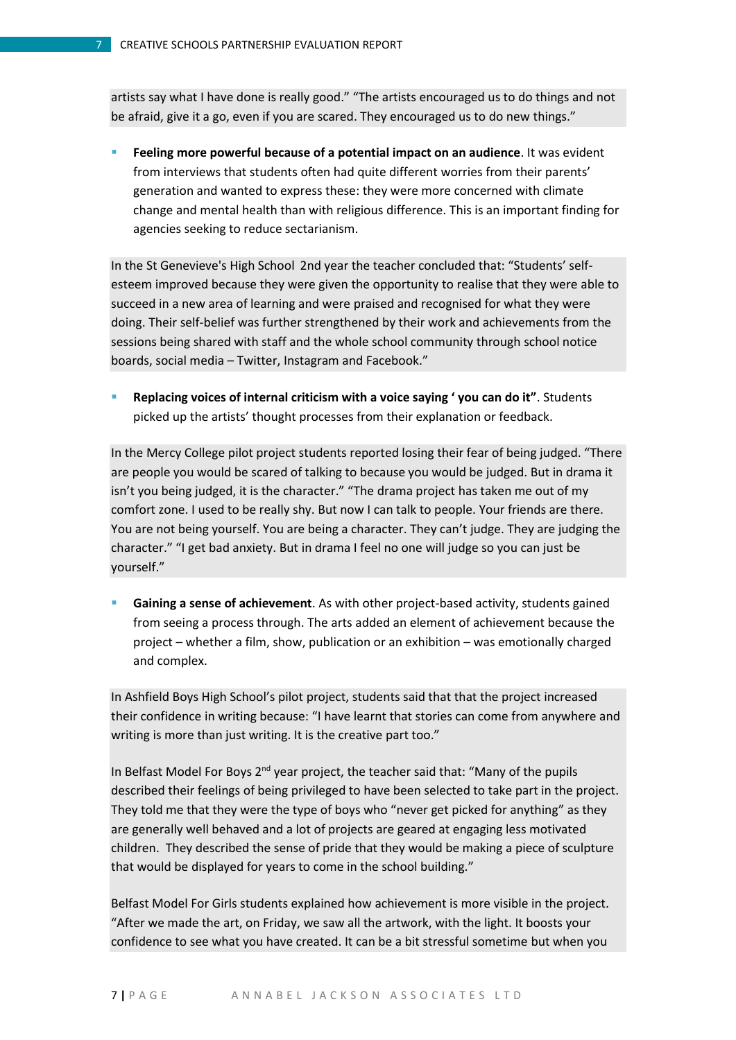artists say what I have done is really good." "The artists encouraged us to do things and not be afraid, give it a go, even if you are scared. They encouraged us to do new things."

- **Feeling more powerful because of a potential impact on an audience**. It was evident from interviews that students often had quite different worries from their parents' generation and wanted to express these: they were more concerned with climate change and mental health than with religious difference. This is an important finding for agencies seeking to reduce sectarianism.

In the St Genevieve's High School 2nd year the teacher concluded that: "Students' self-esteem improved because they were given the opportunity to realise that they were able to succeed in a new area of learning and were praised and recognised for what they were doing. Their self-belief was further strengthened by their work and achievements from the sessions being shared with staff and the whole school community through school notice boards, social media – Twitter, Instagram and Facebook."

- **Replacing voices of internal criticism with a voice saying ' you can do it"**. Students picked up the artists' thought processes from their explanation or feedback.

In the Mercy College pilot project students reported losing their fear of being judged. "There are people you would be scared of talking to because you would be judged. But in drama it isn't you being judged, it is the character." "The drama project has taken me out of my comfort zone. I used to be really shy. But now I can talk to people. Your friends are there. You are not being yourself. You are being a character. They can't judge. They are judging the character." "I get bad anxiety. But in drama I feel no one will judge so you can just be yourself."

- **Gaining a sense of achievement**. As with other project-based activity, students gained from seeing a process through. The arts added an element of achievement because the project – whether a film, show, publication or an exhibition – was emotionally charged and complex.

In Ashfield Boys High School's pilot project, students said that that the project increased their confidence in writing because: "I have learnt that stories can come from anywhere and writing is more than just writing. It is the creative part too."

In Belfast Model For Boys 2nd year project, the teacher said that: "Many of the pupils described their feelings of being privileged to have been selected to take part in the project. They told me that they were the type of boys who "never get picked for anything" as they are generally well behaved and a lot of projects are geared at engaging less motivated children. They described the sense of pride that they would be making a piece of sculpture that would be displayed for years to come in the school building."

Belfast Model For Girls students explained how achievement is more visible in the project. "After we made the art, on Friday, we saw all the artwork, with the light. It boosts your confidence to see what you have created. It can be a bit stressful sometime but when you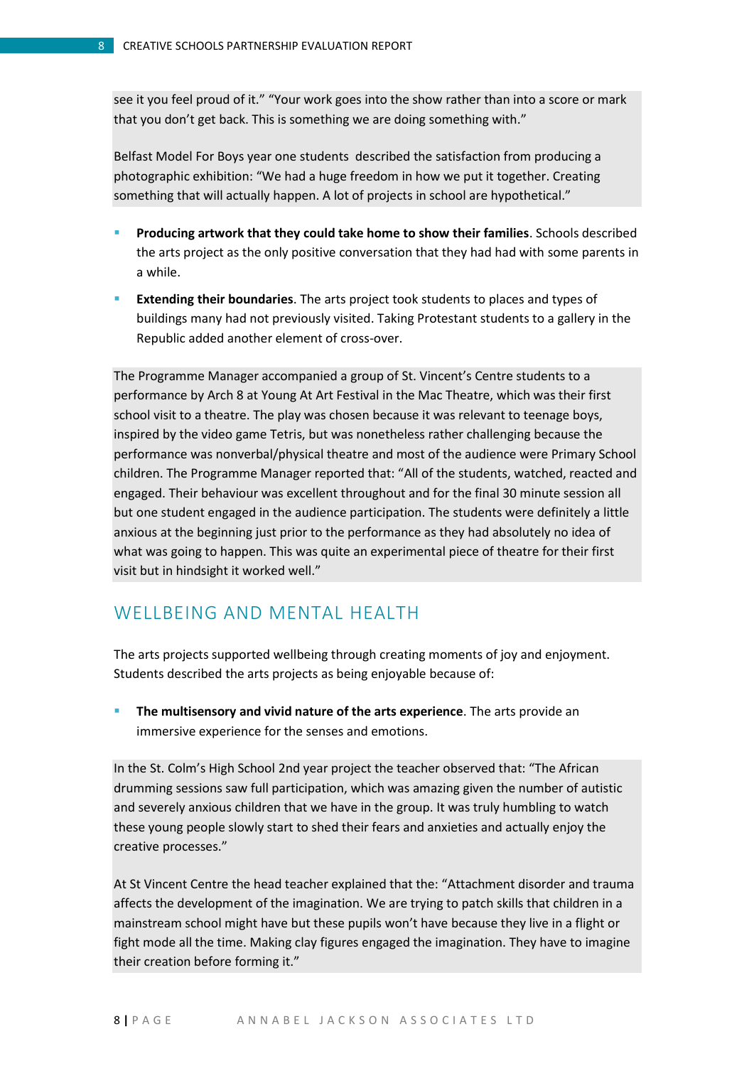see it you feel proud of it." "Your work goes into the show rather than into a score or mark that you don't get back. This is something we are doing something with."

Belfast Model For Boys year one students  described the satisfaction from producing a photographic exhibition: "We had a huge freedom in how we put it together. Creating something that will actually happen. A lot of projects in school are hypothetical."

- **Producing artwork that they could take home to show their families**. Schools described the arts project as the only positive conversation that they had had with some parents in a while.
- **Extending their boundaries**. The arts project took students to places and types of buildings many had not previously visited. Taking Protestant students to a gallery in the Republic added another element of cross-over.

The Programme Manager accompanied a group of St. Vincent's Centre students to a performance by Arch 8 at Young At Art Festival in the Mac Theatre, which was their first school visit to a theatre. The play was chosen because it was relevant to teenage boys, inspired by the video game Tetris, but was nonetheless rather challenging because the performance was nonverbal/physical theatre and most of the audience were Primary School children. The Programme Manager reported that: "All of the students, watched, reacted and engaged. Their behaviour was excellent throughout and for the final 30 minute session all but one student engaged in the audience participation. The students were definitely a little anxious at the beginning just prior to the performance as they had absolutely no idea of what was going to happen. This was quite an experimental piece of theatre for their first visit but in hindsight it worked well."

## WELLBEING AND MENTAL HEALTH

The arts projects supported wellbeing through creating moments of joy and enjoyment. Students described the arts projects as being enjoyable because of:

- **The multisensory and vivid nature of the arts experience**. The arts provide an immersive experience for the senses and emotions.

In the St. Colm's High School 2nd year project the teacher observed that: "The African drumming sessions saw full participation, which was amazing given the number of autistic and severely anxious children that we have in the group. It was truly humbling to watch these young people slowly start to shed their fears and anxieties and actually enjoy the creative processes."

At St Vincent Centre the head teacher explained that the: "Attachment disorder and trauma affects the development of the imagination. We are trying to patch skills that children in a mainstream school might have but these pupils won't have because they live in a flight or fight mode all the time. Making clay figures engaged the imagination. They have to imagine their creation before forming it."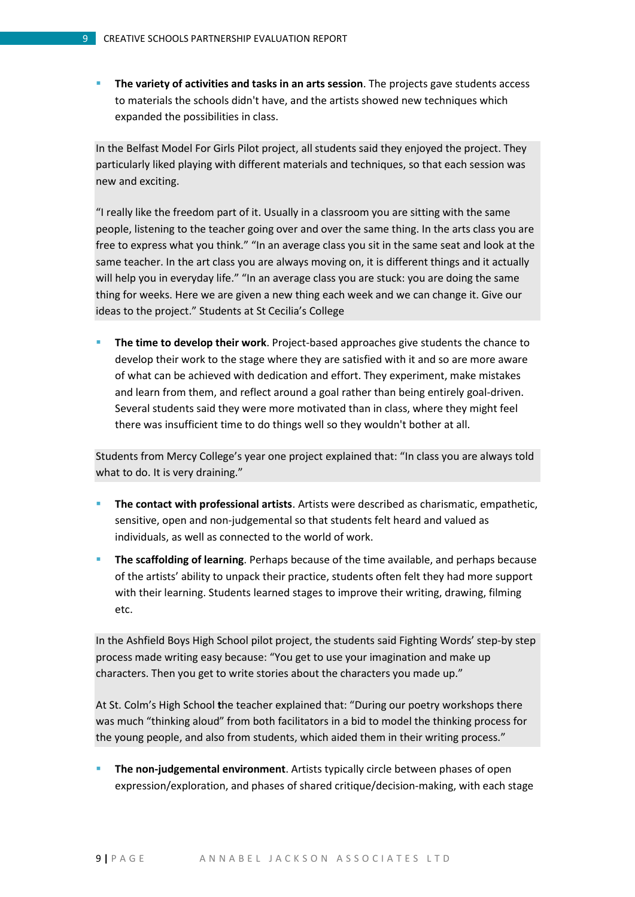- **The variety of activities and tasks in an arts session**. The projects gave students access to materials the schools didn't have, and the artists showed new techniques which expanded the possibilities in class.

In the Belfast Model For Girls Pilot project, all students said they enjoyed the project. They particularly liked playing with different materials and techniques, so that each session was new and exciting.

"I really like the freedom part of it. Usually in a classroom you are sitting with the same people, listening to the teacher going over and over the same thing. In the arts class you are free to express what you think." "In an average class you sit in the same seat and look at the same teacher. In the art class you are always moving on, it is different things and it actually will help you in everyday life." "In an average class you are stuck: you are doing the same thing for weeks. Here we are given a new thing each week and we can change it. Give our ideas to the project." Students at St Cecilia's College

- **The time to develop their work**. Project-based approaches give students the chance to develop their work to the stage where they are satisfied with it and so are more aware of what can be achieved with dedication and effort. They experiment, make mistakes and learn from them, and reflect around a goal rather than being entirely goal-driven. Several students said they were more motivated than in class, where they might feel there was insufficient time to do things well so they wouldn't bother at all.

Students from Mercy College's year one project explained that: "In class you are always told what to do. It is very draining."

- **The contact with professional artists**. Artists were described as charismatic, empathetic, sensitive, open and non-judgemental so that students felt heard and valued as individuals, as well as connected to the world of work.
- **The scaffolding of learning**. Perhaps because of the time available, and perhaps because of the artists' ability to unpack their practice, students often felt they had more support with their learning. Students learned stages to improve their writing, drawing, filming etc.

In the Ashfield Boys High School pilot project, the students said Fighting Words' step-by step process made writing easy because: "You get to use your imagination and make up characters. Then you get to write stories about the characters you made up."

At St. Colm's High School the teacher explained that: "During our poetry workshops there was much "thinking aloud" from both facilitators in a bid to model the thinking process for the young people, and also from students, which aided them in their writing process."

- **The non-judgemental environment**. Artists typically circle between phases of open expression/exploration, and phases of shared critique/decision-making, with each stage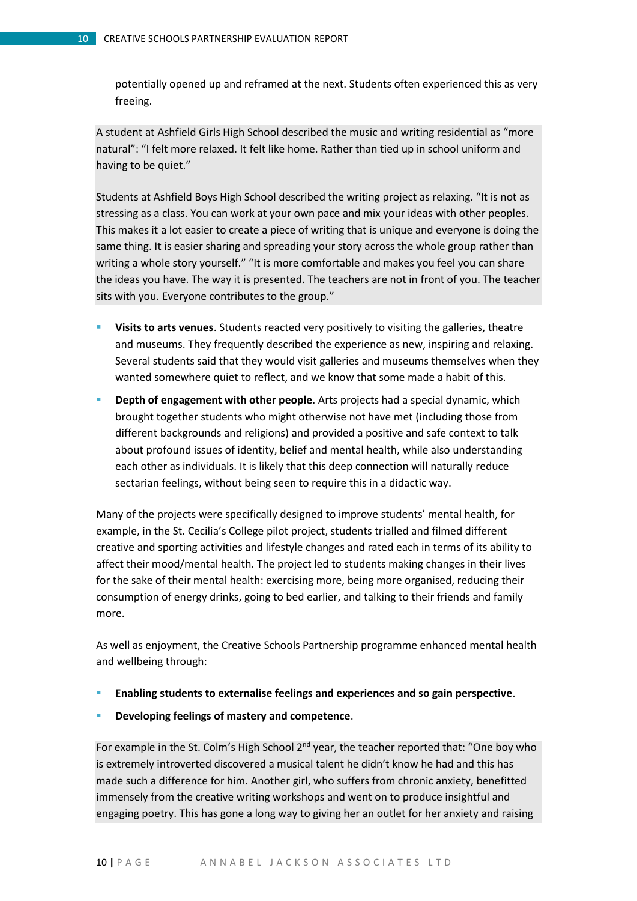potentially opened up and reframed at the next. Students often experienced this as very freeing.

A student at Ashfield Girls High School described the music and writing residential as "more natural": "I felt more relaxed. It felt like home. Rather than tied up in school uniform and having to be quiet."

Students at Ashfield Boys High School described the writing project as relaxing. "It is not as stressing as a class. You can work at your own pace and mix your ideas with other peoples. This makes it a lot easier to create a piece of writing that is unique and everyone is doing the same thing. It is easier sharing and spreading your story across the whole group rather than writing a whole story yourself." "It is more comfortable and makes you feel you can share the ideas you have. The way it is presented. The teachers are not in front of you. The teacher sits with you. Everyone contributes to the group."

- **Visits to arts venues**. Students reacted very positively to visiting the galleries, theatre and museums. They frequently described the experience as new, inspiring and relaxing. Several students said that they would visit galleries and museums themselves when they wanted somewhere quiet to reflect, and we know that some made a habit of this.
- **Depth of engagement with other people**. Arts projects had a special dynamic, which brought together students who might otherwise not have met (including those from different backgrounds and religions) and provided a positive and safe context to talk about profound issues of identity, belief and mental health, while also understanding each other as individuals. It is likely that this deep connection will naturally reduce sectarian feelings, without being seen to require this in a didactic way.

Many of the projects were specifically designed to improve students' mental health, for example, in the St. Cecilia's College pilot project, students trialled and filmed different creative and sporting activities and lifestyle changes and rated each in terms of its ability to affect their mood/mental health. The project led to students making changes in their lives for the sake of their mental health: exercising more, being more organised, reducing their consumption of energy drinks, going to bed earlier, and talking to their friends and family more.

As well as enjoyment, the Creative Schools Partnership programme enhanced mental health and wellbeing through:

- **Enabling students to externalise feelings and experiences and so gain perspective**.
- **Developing feelings of mastery and competence**.

For example in the St. Colm's High School 2nd year, the teacher reported that: "One boy who is extremely introverted discovered a musical talent he didn't know he had and this has made such a difference for him. Another girl, who suffers from chronic anxiety, benefitted immensely from the creative writing workshops and went on to produce insightful and engaging poetry. This has gone a long way to giving her an outlet for her anxiety and raising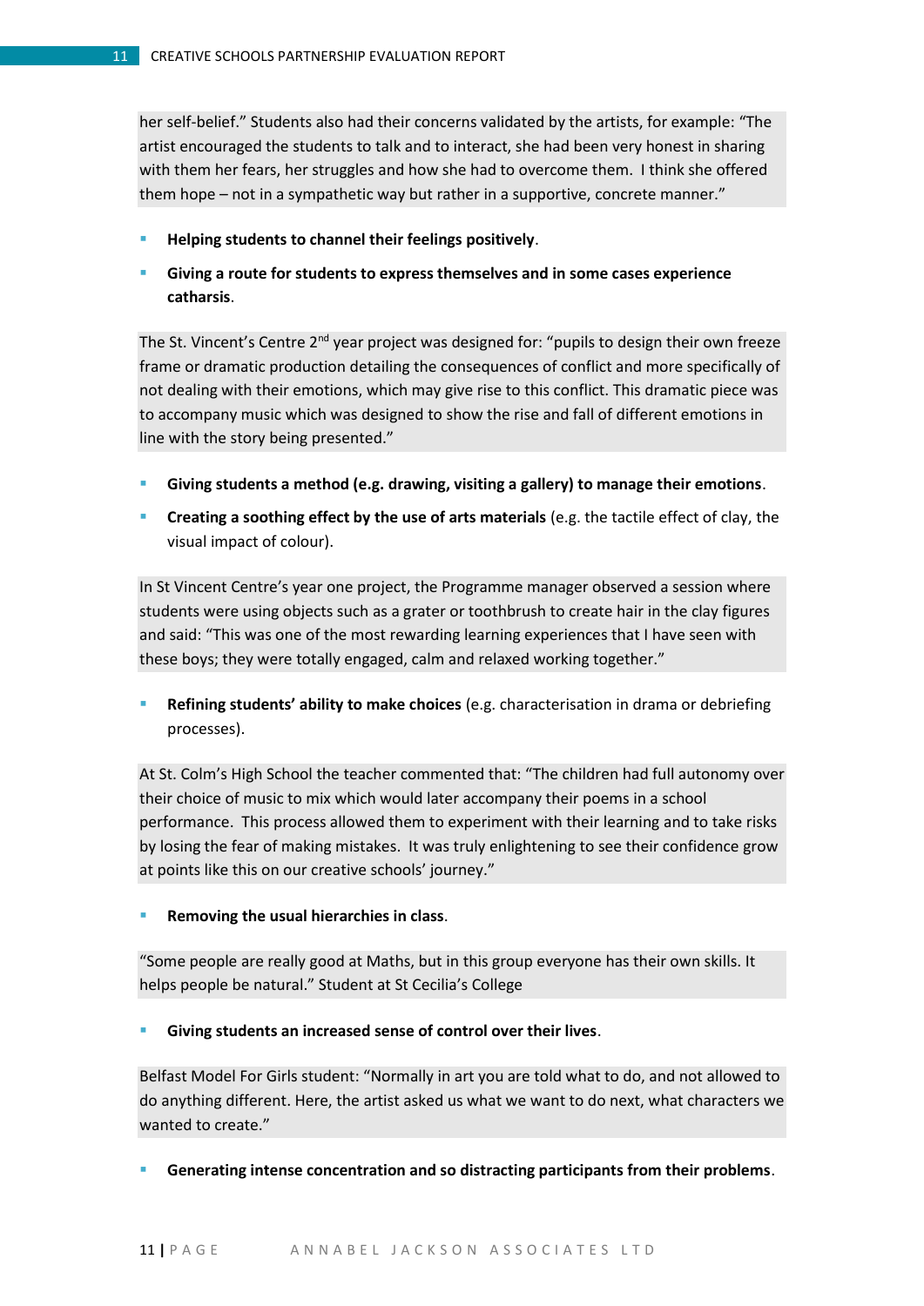her self-belief." Students also had their concerns validated by the artists, for example: "The artist encouraged the students to talk and to interact, she had been very honest in sharing with them her fears, her struggles and how she had to overcome them. I think she offered them hope – not in a sympathetic way but rather in a supportive, concrete manner."

- **Helping students to channel their feelings positively**.
- **Giving a route for students to express themselves and in some cases experience catharsis**.

The St. Vincent's Centre 2nd year project was designed for: "pupils to design their own freeze frame or dramatic production detailing the consequences of conflict and more specifically of not dealing with their emotions, which may give rise to this conflict. This dramatic piece was to accompany music which was designed to show the rise and fall of different emotions in line with the story being presented."

- **Giving students a method (e.g. drawing, visiting a gallery) to manage their emotions**.
- **Creating a soothing effect by the use of arts materials** (e.g. the tactile effect of clay, the visual impact of colour).

In St Vincent Centre's year one project, the Programme manager observed a session where students were using objects such as a grater or toothbrush to create hair in the clay figures and said: "This was one of the most rewarding learning experiences that I have seen with these boys; they were totally engaged, calm and relaxed working together."

- **Refining students' ability to make choices** (e.g. characterisation in drama or debriefing processes).

At St. Colm's High School the teacher commented that: "The children had full autonomy over their choice of music to mix which would later accompany their poems in a school performance. This process allowed them to experiment with their learning and to take risks by losing the fear of making mistakes. It was truly enlightening to see their confidence grow at points like this on our creative schools' journey."

- **Removing the usual hierarchies in class**.

"Some people are really good at Maths, but in this group everyone has their own skills. It helps people be natural." Student at St Cecilia's College

- **Giving students an increased sense of control over their lives**.

Belfast Model For Girls student: "Normally in art you are told what to do, and not allowed to do anything different. Here, the artist asked us what we want to do next, what characters we wanted to create."

- **Generating intense concentration and so distracting participants from their problems**.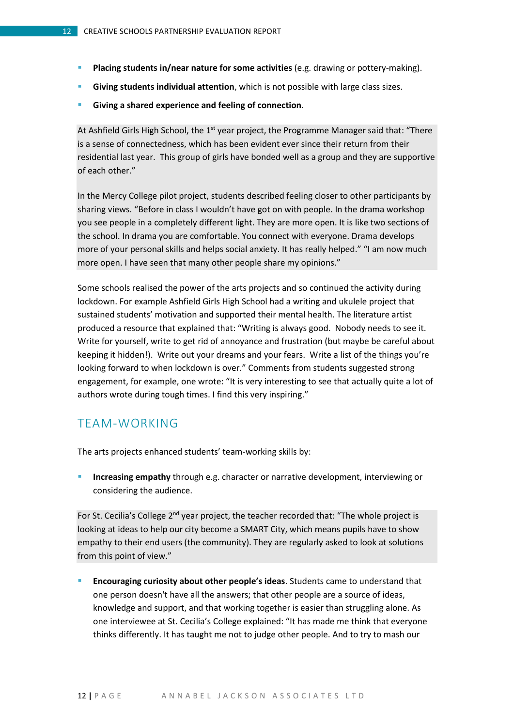- **Placing students in/near nature for some activities** (e.g. drawing or pottery-making).
- **Giving students individual attention**, which is not possible with large class sizes.
- **Giving a shared experience and feeling of connection**.

At Ashfield Girls High School, the 1st year project, the Programme Manager said that: "There is a sense of connectedness, which has been evident ever since their return from their residential last year. This group of girls have bonded well as a group and they are supportive of each other."

In the Mercy College pilot project, students described feeling closer to other participants by sharing views. "Before in class I wouldn't have got on with people. In the drama workshop you see people in a completely different light. They are more open. It is like two sections of the school. In drama you are comfortable. You connect with everyone. Drama develops more of your personal skills and helps social anxiety. It has really helped." "I am now much more open. I have seen that many other people share my opinions."

Some schools realised the power of the arts projects and so continued the activity during lockdown. For example Ashfield Girls High School had a writing and ukulele project that sustained students' motivation and supported their mental health. The literature artist produced a resource that explained that: "Writing is always good. Nobody needs to see it. Write for yourself, write to get rid of annoyance and frustration (but maybe be careful about keeping it hidden!). Write out your dreams and your fears. Write a list of the things you're looking forward to when lockdown is over." Comments from students suggested strong engagement, for example, one wrote: "It is very interesting to see that actually quite a lot of authors wrote during tough times. I find this very inspiring."

## TEAM-WORKING

The arts projects enhanced students' team-working skills by:

- **Increasing empathy** through e.g. character or narrative development, interviewing or considering the audience.

For St. Cecilia's College 2nd year project, the teacher recorded that: "The whole project is looking at ideas to help our city become a SMART City, which means pupils have to show empathy to their end users (the community). They are regularly asked to look at solutions from this point of view."

- **Encouraging curiosity about other people's ideas**. Students came to understand that one person doesn't have all the answers; that other people are a source of ideas, knowledge and support, and that working together is easier than struggling alone. As one interviewee at St. Cecilia's College explained: "It has made me think that everyone thinks differently. It has taught me not to judge other people. And to try to mash our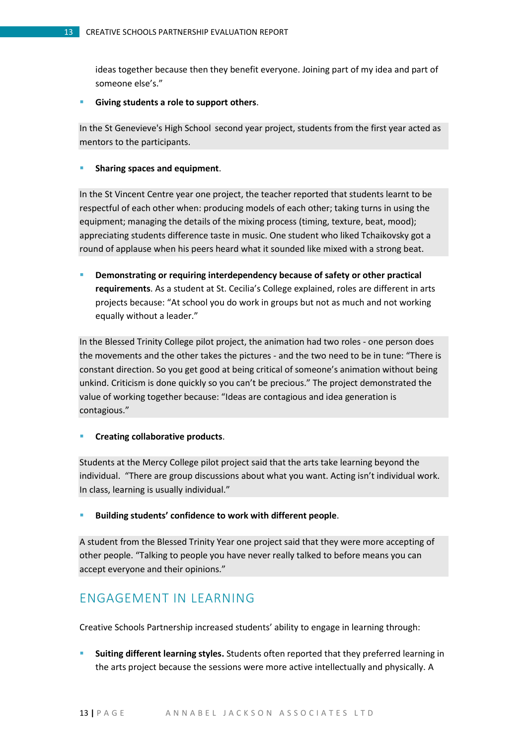ideas together because then they benefit everyone. Joining part of my idea and part of someone else's."

- **Giving students a role to support others**.

In the St Genevieve's High School second year project, students from the first year acted as mentors to the participants.

- **Sharing spaces and equipment**.

In the St Vincent Centre year one project, the teacher reported that students learnt to be respectful of each other when: producing models of each other; taking turns in using the equipment; managing the details of the mixing process (timing, texture, beat, mood); appreciating students difference taste in music. One student who liked Tchaikovsky got a round of applause when his peers heard what it sounded like mixed with a strong beat.

- **Demonstrating or requiring interdependency because of safety or other practical requirements**. As a student at St. Cecilia's College explained, roles are different in arts projects because: "At school you do work in groups but not as much and not working equally without a leader."

In the Blessed Trinity College pilot project, the animation had two roles - one person does the movements and the other takes the pictures - and the two need to be in tune: "There is constant direction. So you get good at being critical of someone's animation without being unkind. Criticism is done quickly so you can't be precious." The project demonstrated the value of working together because: "Ideas are contagious and idea generation is contagious."

- **Creating collaborative products**.

Students at the Mercy College pilot project said that the arts take learning beyond the individual. "There are group discussions about what you want. Acting isn't individual work. In class, learning is usually individual."

- **Building students' confidence to work with different people**.

A student from the Blessed Trinity Year one project said that they were more accepting of other people. "Talking to people you have never really talked to before means you can accept everyone and their opinions."

## ENGAGEMENT IN LEARNING

Creative Schools Partnership increased students' ability to engage in learning through:

- **Suiting different learning styles.** Students often reported that they preferred learning in the arts project because the sessions were more active intellectually and physically. A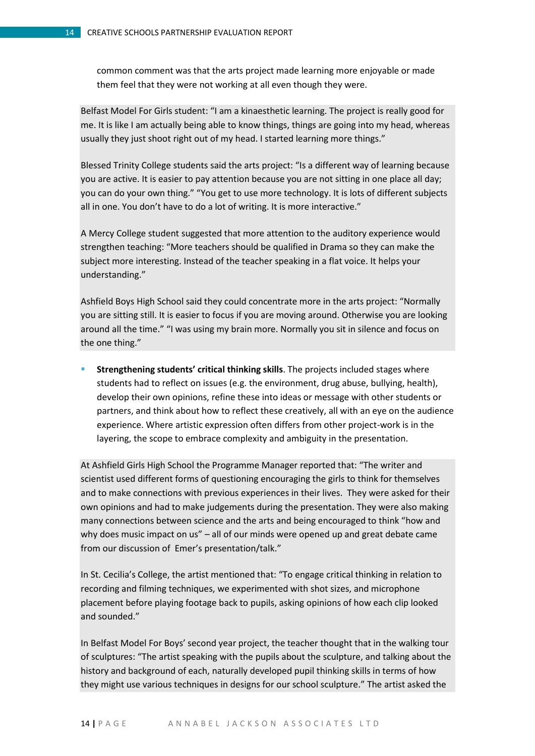common comment was that the arts project made learning more enjoyable or made them feel that they were not working at all even though they were.

Belfast Model For Girls student: "I am a kinaesthetic learning. The project is really good for me. It is like I am actually being able to know things, things are going into my head, whereas usually they just shoot right out of my head. I started learning more things."

Blessed Trinity College students said the arts project: "Is a different way of learning because you are active. It is easier to pay attention because you are not sitting in one place all day; you can do your own thing." "You get to use more technology. It is lots of different subjects all in one. You don't have to do a lot of writing. It is more interactive."

A Mercy College student suggested that more attention to the auditory experience would strengthen teaching: "More teachers should be qualified in Drama so they can make the subject more interesting. Instead of the teacher speaking in a flat voice. It helps your understanding."

Ashfield Boys High School said they could concentrate more in the arts project: "Normally you are sitting still. It is easier to focus if you are moving around. Otherwise you are looking around all the time." "I was using my brain more. Normally you sit in silence and focus on the one thing."

- **Strengthening students' critical thinking skills**. The projects included stages where students had to reflect on issues (e.g. the environment, drug abuse, bullying, health), develop their own opinions, refine these into ideas or message with other students or partners, and think about how to reflect these creatively, all with an eye on the audience experience. Where artistic expression often differs from other project-work is in the layering, the scope to embrace complexity and ambiguity in the presentation.

At Ashfield Girls High School the Programme Manager reported that: "The writer and scientist used different forms of questioning encouraging the girls to think for themselves and to make connections with previous experiences in their lives. They were asked for their own opinions and had to make judgements during the presentation. They were also making many connections between science and the arts and being encouraged to think "how and why does music impact on us" – all of our minds were opened up and great debate came from our discussion of Emer's presentation/talk."

In St. Cecilia's College, the artist mentioned that: "To engage critical thinking in relation to recording and filming techniques, we experimented with shot sizes, and microphone placement before playing footage back to pupils, asking opinions of how each clip looked and sounded."

In Belfast Model For Boys' second year project, the teacher thought that in the walking tour of sculptures: "The artist speaking with the pupils about the sculpture, and talking about the history and background of each, naturally developed pupil thinking skills in terms of how they might use various techniques in designs for our school sculpture." The artist asked the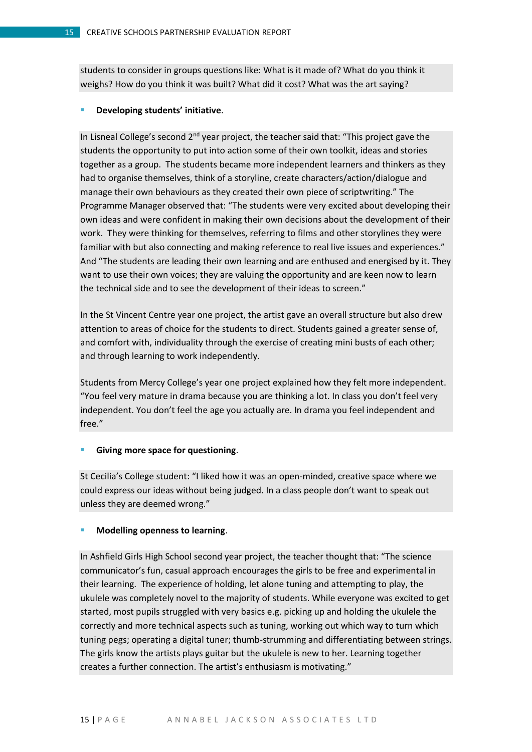students to consider in groups questions like: What is it made of? What do you think it weighs? How do you think it was built? What did it cost? What was the art saying?

- **Developing students' initiative**.

In Lisneal College's second 2nd year project, the teacher said that: "This project gave the students the opportunity to put into action some of their own toolkit, ideas and stories together as a group. The students became more independent learners and thinkers as they had to organise themselves, think of a storyline, create characters/action/dialogue and manage their own behaviours as they created their own piece of scriptwriting." The Programme Manager observed that: "The students were very excited about developing their own ideas and were confident in making their own decisions about the development of their work. They were thinking for themselves, referring to films and other storylines they were familiar with but also connecting and making reference to real live issues and experiences." And "The students are leading their own learning and are enthused and energised by it. They want to use their own voices; they are valuing the opportunity and are keen now to learn the technical side and to see the development of their ideas to screen."

In the St Vincent Centre year one project, the artist gave an overall structure but also drew attention to areas of choice for the students to direct. Students gained a greater sense of, and comfort with, individuality through the exercise of creating mini busts of each other; and through learning to work independently.

Students from Mercy College's year one project explained how they felt more independent. "You feel very mature in drama because you are thinking a lot. In class you don't feel very independent. You don't feel the age you actually are. In drama you feel independent and free."

- **Giving more space for questioning**.

St Cecilia's College student: "I liked how it was an open-minded, creative space where we could express our ideas without being judged. In a class people don't want to speak out unless they are deemed wrong."

- **Modelling openness to learning**.

In Ashfield Girls High School second year project, the teacher thought that: "The science communicator's fun, casual approach encourages the girls to be free and experimental in their learning. The experience of holding, let alone tuning and attempting to play, the ukulele was completely novel to the majority of students. While everyone was excited to get started, most pupils struggled with very basics e.g. picking up and holding the ukulele the correctly and more technical aspects such as tuning, working out which way to turn which tuning pegs; operating a digital tuner; thumb-strumming and differentiating between strings. The girls know the artists plays guitar but the ukulele is new to her. Learning together creates a further connection. The artist's enthusiasm is motivating."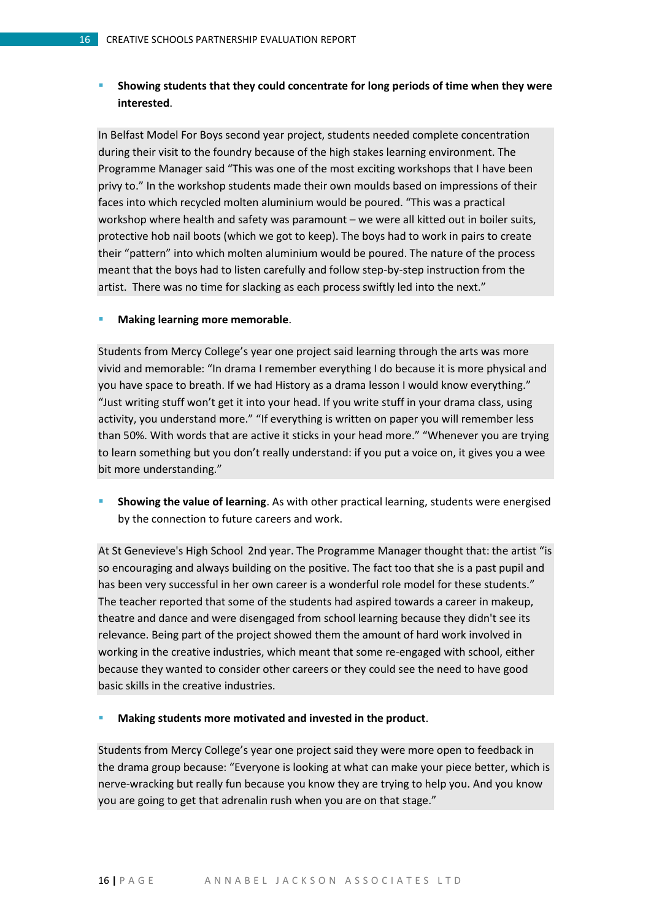- **Showing students that they could concentrate for long periods of time when they were interested**.

In Belfast Model For Boys second year project, students needed complete concentration during their visit to the foundry because of the high stakes learning environment. The Programme Manager said "This was one of the most exciting workshops that I have been privy to." In the workshop students made their own moulds based on impressions of their faces into which recycled molten aluminium would be poured. "This was a practical workshop where health and safety was paramount – we were all kitted out in boiler suits, protective hob nail boots (which we got to keep). The boys had to work in pairs to create their "pattern" into which molten aluminium would be poured. The nature of the process meant that the boys had to listen carefully and follow step-by-step instruction from the artist. There was no time for slacking as each process swiftly led into the next."

- **Making learning more memorable**.

Students from Mercy College's year one project said learning through the arts was more vivid and memorable: "In drama I remember everything I do because it is more physical and you have space to breath. If we had History as a drama lesson I would know everything." "Just writing stuff won't get it into your head. If you write stuff in your drama class, using activity, you understand more." "If everything is written on paper you will remember less than 50%. With words that are active it sticks in your head more." "Whenever you are trying to learn something but you don't really understand: if you put a voice on, it gives you a wee bit more understanding."

- **Showing the value of learning**. As with other practical learning, students were energised by the connection to future careers and work.

At St Genevieve's High School 2nd year. The Programme Manager thought that: the artist "is so encouraging and always building on the positive. The fact too that she is a past pupil and has been very successful in her own career is a wonderful role model for these students." The teacher reported that some of the students had aspired towards a career in makeup, theatre and dance and were disengaged from school learning because they didn't see its relevance. Being part of the project showed them the amount of hard work involved in working in the creative industries, which meant that some re-engaged with school, either because they wanted to consider other careers or they could see the need to have good basic skills in the creative industries.

- **Making students more motivated and invested in the product**.

Students from Mercy College's year one project said they were more open to feedback in the drama group because: "Everyone is looking at what can make your piece better, which is nerve-wracking but really fun because you know they are trying to help you. And you know you are going to get that adrenalin rush when you are on that stage."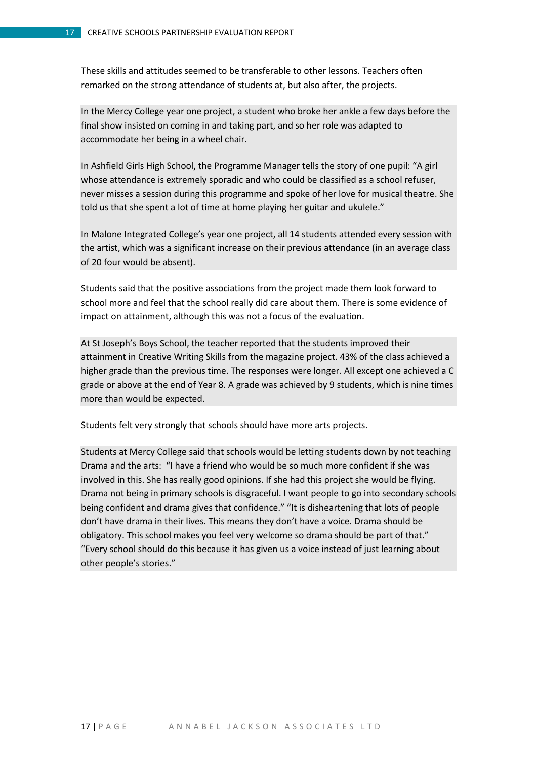These skills and attitudes seemed to be transferable to other lessons. Teachers often remarked on the strong attendance of students at, but also after, the projects.

In the Mercy College year one project, a student who broke her ankle a few days before the final show insisted on coming in and taking part, and so her role was adapted to accommodate her being in a wheel chair.

In Ashfield Girls High School, the Programme Manager tells the story of one pupil: "A girl whose attendance is extremely sporadic and who could be classified as a school refuser, never misses a session during this programme and spoke of her love for musical theatre. She told us that she spent a lot of time at home playing her guitar and ukulele."

In Malone Integrated College's year one project, all 14 students attended every session with the artist, which was a significant increase on their previous attendance (in an average class of 20 four would be absent).

Students said that the positive associations from the project made them look forward to school more and feel that the school really did care about them. There is some evidence of impact on attainment, although this was not a focus of the evaluation.

At St Joseph's Boys School, the teacher reported that the students improved their attainment in Creative Writing Skills from the magazine project. 43% of the class achieved a higher grade than the previous time. The responses were longer. All except one achieved a C grade or above at the end of Year 8. A grade was achieved by 9 students, which is nine times more than would be expected.

Students felt very strongly that schools should have more arts projects.

Students at Mercy College said that schools would be letting students down by not teaching Drama and the arts: "I have a friend who would be so much more confident if she was involved in this. She has really good opinions. If she had this project she would be flying. Drama not being in primary schools is disgraceful. I want people to go into secondary schools being confident and drama gives that confidence." "It is disheartening that lots of people don't have drama in their lives. This means they don't have a voice. Drama should be obligatory. This school makes you feel very welcome so drama should be part of that." "Every school should do this because it has given us a voice instead of just learning about other people's stories."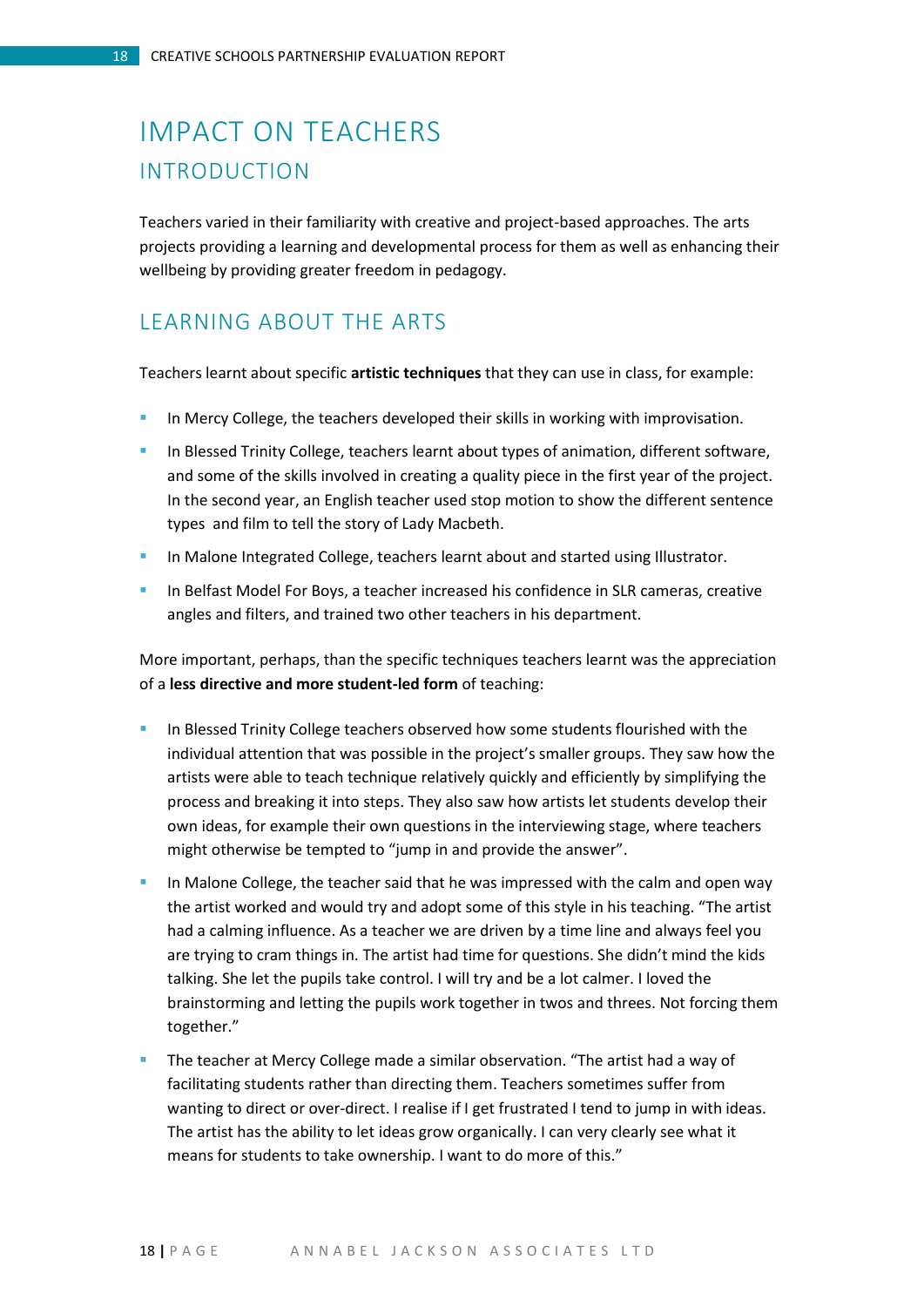# IMPACT ON TEACHERS

## INTRODUCTION

Teachers varied in their familiarity with creative and project-based approaches. The arts projects providing a learning and developmental process for them as well as enhancing their wellbeing by providing greater freedom in pedagogy.

## LEARNING ABOUT THE ARTS

Teachers learnt about specific **artistic techniques** that they can use in class, for example:

- In Mercy College, the teachers developed their skills in working with improvisation.
- In Blessed Trinity College, teachers learnt about types of animation, different software, and some of the skills involved in creating a quality piece in the first year of the project. In the second year, an English teacher used stop motion to show the different sentence types and film to tell the story of Lady Macbeth.
- In Malone Integrated College, teachers learnt about and started using Illustrator.
- In Belfast Model For Boys, a teacher increased his confidence in SLR cameras, creative angles and filters, and trained two other teachers in his department.

More important, perhaps, than the specific techniques teachers learnt was the appreciation of a **less directive and more student-led form** of teaching:

- In Blessed Trinity College teachers observed how some students flourished with the individual attention that was possible in the project's smaller groups. They saw how the artists were able to teach technique relatively quickly and efficiently by simplifying the process and breaking it into steps. They also saw how artists let students develop their own ideas, for example their own questions in the interviewing stage, where teachers might otherwise be tempted to "jump in and provide the answer".
- In Malone College, the teacher said that he was impressed with the calm and open way the artist worked and would try and adopt some of this style in his teaching. "The artist had a calming influence. As a teacher we are driven by a time line and always feel you are trying to cram things in. The artist had time for questions. She didn't mind the kids talking. She let the pupils take control. I will try and be a lot calmer. I loved the brainstorming and letting the pupils work together in twos and threes. Not forcing them together."
- The teacher at Mercy College made a similar observation. "The artist had a way of facilitating students rather than directing them. Teachers sometimes suffer from wanting to direct or over-direct. I realise if I get frustrated I tend to jump in with ideas. The artist has the ability to let ideas grow organically. I can very clearly see what it means for students to take ownership. I want to do more of this."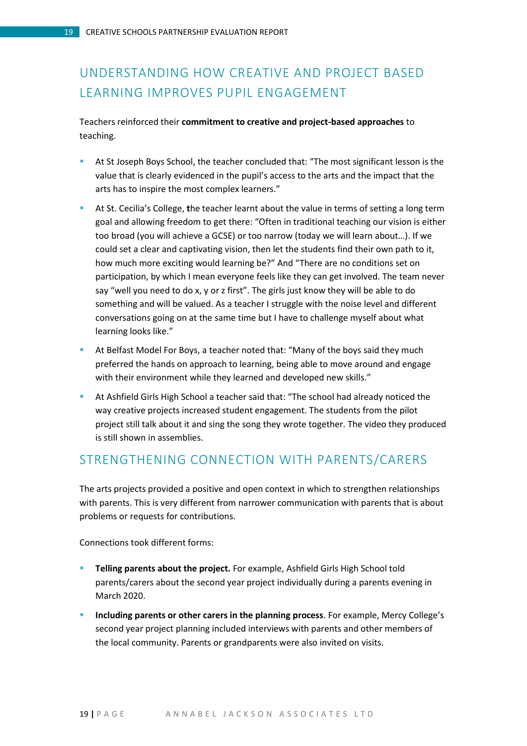## UNDERSTANDING HOW CREATIVE AND PROJECT BASED LEARNING IMPROVES PUPIL ENGAGEMENT

Teachers reinforced their **commitment to creative and project-based approaches** to teaching.

- At St Joseph Boys School, the teacher concluded that: "The most significant lesson is the value that is clearly evidenced in the pupil's access to the arts and the impact that the arts has to inspire the most complex learners."
- At St. Cecilia's College, **t**he teacher learnt about the value in terms of setting a long term goal and allowing freedom to get there: "Often in traditional teaching our vision is either too broad (you will achieve a GCSE) or too narrow (today we will learn about…). If we could set a clear and captivating vision, then let the students find their own path to it, how much more exciting would learning be?" And "There are no conditions set on participation, by which I mean everyone feels like they can get involved. The team never say "well you need to do x, y or z first". The girls just know they will be able to do something and will be valued. As a teacher I struggle with the noise level and different conversations going on at the same time but I have to challenge myself about what learning looks like."
- At Belfast Model For Boys, a teacher noted that: "Many of the boys said they much preferred the hands on approach to learning, being able to move around and engage with their environment while they learned and developed new skills."
- At Ashfield Girls High School a teacher said that: "The school had already noticed the way creative projects increased student engagement. The students from the pilot project still talk about it and sing the song they wrote together. The video they produced is still shown in assemblies.

## STRENGTHENING CONNECTION WITH PARENTS/CARERS

The arts projects provided a positive and open context in which to strengthen relationships with parents. This is very different from narrower communication with parents that is about problems or requests for contributions.

Connections took different forms:

- **Telling parents about the project.** For example, Ashfield Girls High School told parents/carers about the second year project individually during a parents evening in March 2020.
- **Including parents or other carers in the planning process**. For example, Mercy College's second year project planning included interviews with parents and other members of the local community. Parents or grandparents were also invited on visits.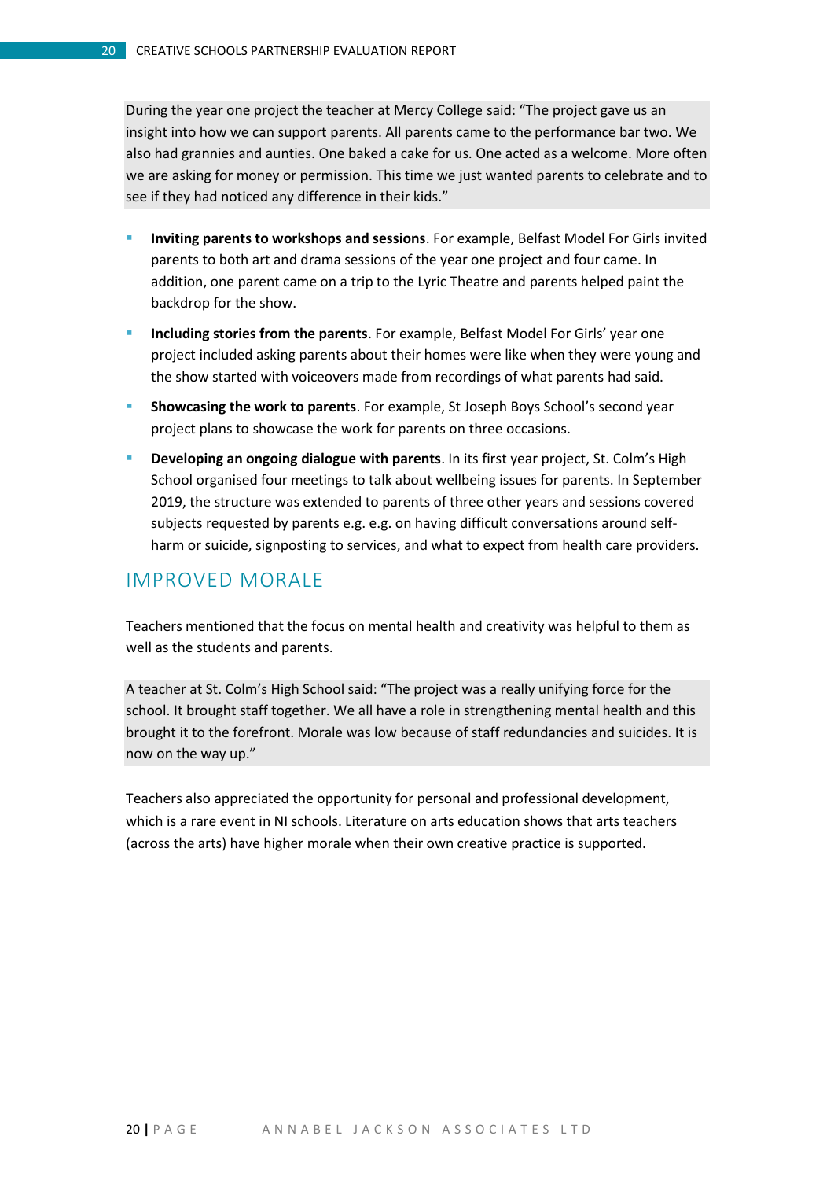During the year one project the teacher at Mercy College said: "The project gave us an insight into how we can support parents. All parents came to the performance bar two. We also had grannies and aunties. One baked a cake for us. One acted as a welcome. More often we are asking for money or permission. This time we just wanted parents to celebrate and to see if they had noticed any difference in their kids."

- **Inviting parents to workshops and sessions**. For example, Belfast Model For Girls invited parents to both art and drama sessions of the year one project and four came. In addition, one parent came on a trip to the Lyric Theatre and parents helped paint the backdrop for the show.
- **Including stories from the parents**. For example, Belfast Model For Girls' year one project included asking parents about their homes were like when they were young and the show started with voiceovers made from recordings of what parents had said.
- **Showcasing the work to parents**. For example, St Joseph Boys School's second year project plans to showcase the work for parents on three occasions.
- **Developing an ongoing dialogue with parents**. In its first year project, St. Colm's High School organised four meetings to talk about wellbeing issues for parents. In September 2019, the structure was extended to parents of three other years and sessions covered subjects requested by parents e.g. e.g. on having difficult conversations around self-harm or suicide, signposting to services, and what to expect from health care providers.

## IMPROVED MORALE

Teachers mentioned that the focus on mental health and creativity was helpful to them as well as the students and parents.

A teacher at St. Colm's High School said: "The project was a really unifying force for the school. It brought staff together. We all have a role in strengthening mental health and this brought it to the forefront. Morale was low because of staff redundancies and suicides. It is now on the way up."

Teachers also appreciated the opportunity for personal and professional development, which is a rare event in NI schools. Literature on arts education shows that arts teachers (across the arts) have higher morale when their own creative practice is supported.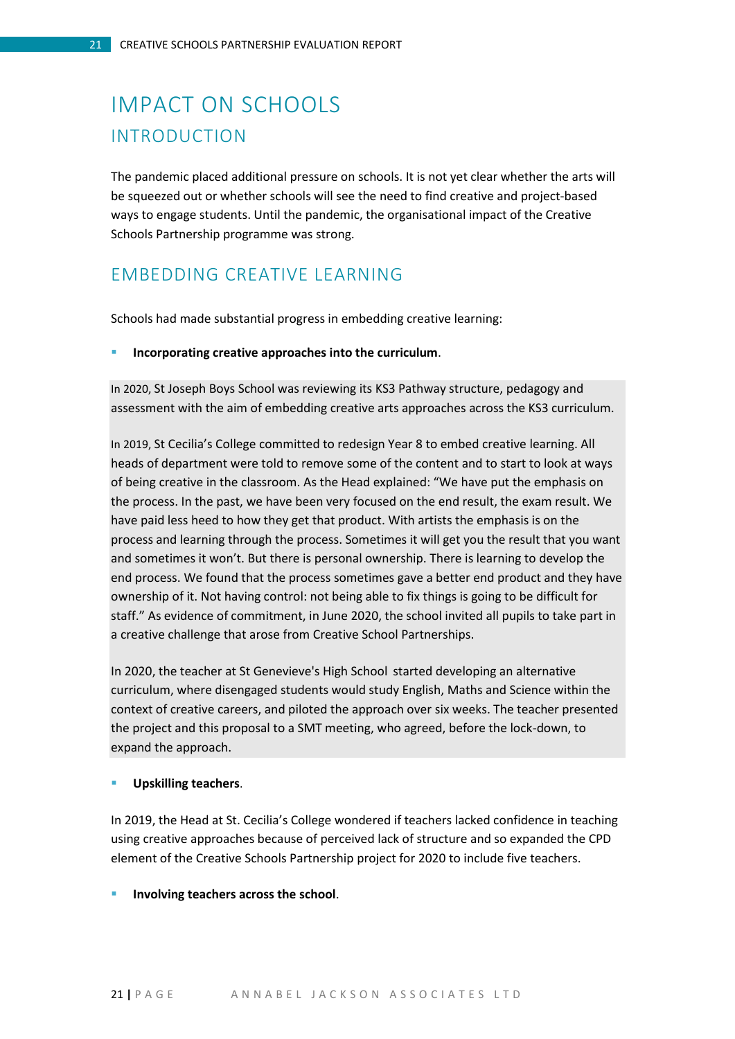# IMPACT ON SCHOOLS

## INTRODUCTION

The pandemic placed additional pressure on schools. It is not yet clear whether the arts will be squeezed out or whether schools will see the need to find creative and project-based ways to engage students. Until the pandemic, the organisational impact of the Creative Schools Partnership programme was strong.

## EMBEDDING CREATIVE LEARNING

Schools had made substantial progress in embedding creative learning:

- **Incorporating creative approaches into the curriculum**.

In 2020, St Joseph Boys School was reviewing its KS3 Pathway structure, pedagogy and assessment with the aim of embedding creative arts approaches across the KS3 curriculum.

In 2019, St Cecilia's College committed to redesign Year 8 to embed creative learning. All heads of department were told to remove some of the content and to start to look at ways of being creative in the classroom. As the Head explained: "We have put the emphasis on the process. In the past, we have been very focused on the end result, the exam result. We have paid less heed to how they get that product. With artists the emphasis is on the process and learning through the process. Sometimes it will get you the result that you want and sometimes it won't. But there is personal ownership. There is learning to develop the end process. We found that the process sometimes gave a better end product and they have ownership of it. Not having control: not being able to fix things is going to be difficult for staff." As evidence of commitment, in June 2020, the school invited all pupils to take part in a creative challenge that arose from Creative School Partnerships.

In 2020, the teacher at St Genevieve's High School started developing an alternative curriculum, where disengaged students would study English, Maths and Science within the context of creative careers, and piloted the approach over six weeks. The teacher presented the project and this proposal to a SMT meeting, who agreed, before the lock-down, to expand the approach.

- **Upskilling teachers**.

In 2019, the Head at St. Cecilia's College wondered if teachers lacked confidence in teaching using creative approaches because of perceived lack of structure and so expanded the CPD element of the Creative Schools Partnership project for 2020 to include five teachers.

- **Involving teachers across the school**.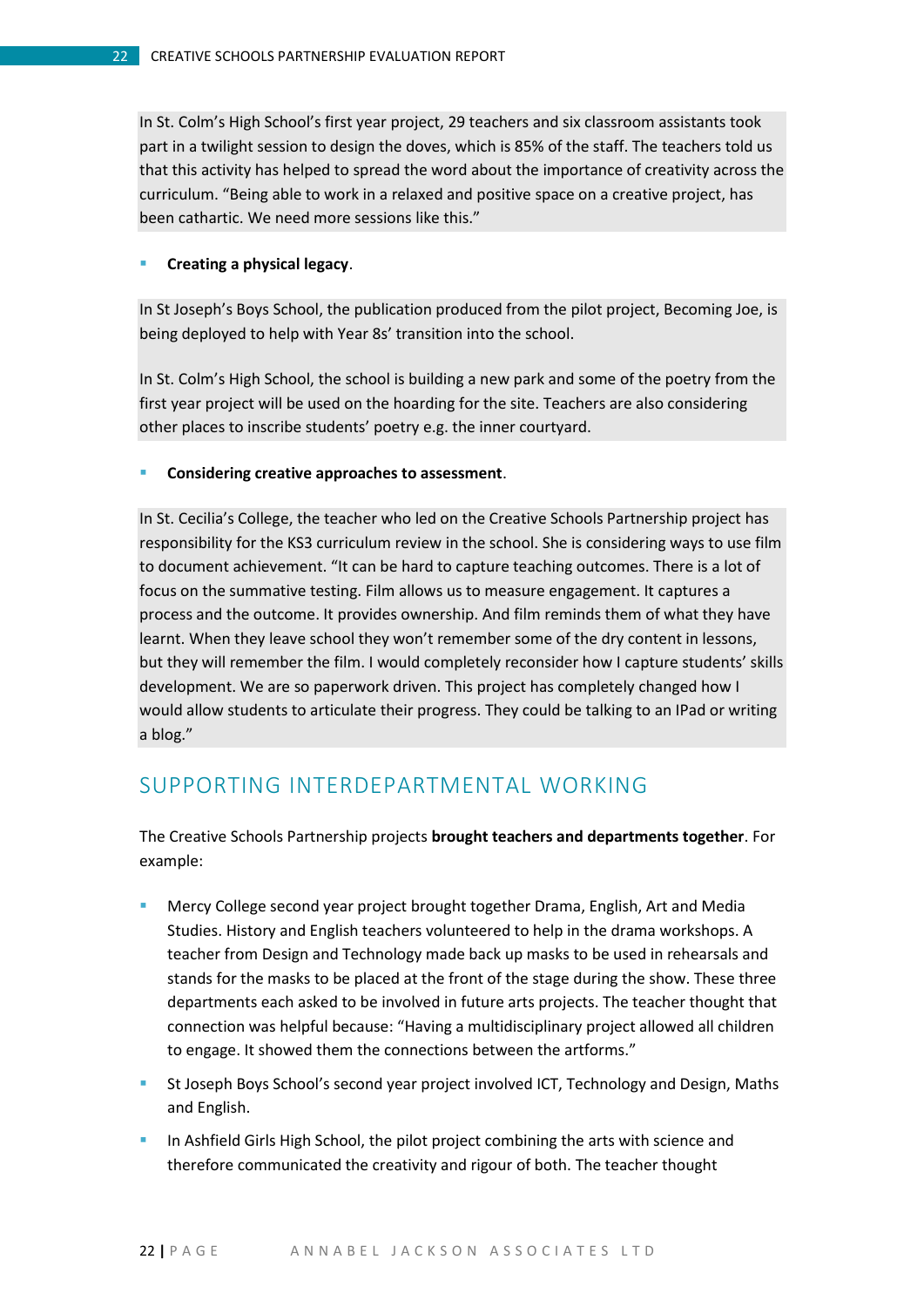In St. Colm's High School's first year project, 29 teachers and six classroom assistants took part in a twilight session to design the doves, which is 85% of the staff. The teachers told us that this activity has helped to spread the word about the importance of creativity across the curriculum. "Being able to work in a relaxed and positive space on a creative project, has been cathartic. We need more sessions like this."

- **Creating a physical legacy**.

In St Joseph's Boys School, the publication produced from the pilot project, Becoming Joe, is being deployed to help with Year 8s' transition into the school.

In St. Colm's High School, the school is building a new park and some of the poetry from the first year project will be used on the hoarding for the site. Teachers are also considering other places to inscribe students' poetry e.g. the inner courtyard.

- **Considering creative approaches to assessment**.

In St. Cecilia's College, the teacher who led on the Creative Schools Partnership project has responsibility for the KS3 curriculum review in the school. She is considering ways to use film to document achievement. "It can be hard to capture teaching outcomes. There is a lot of focus on the summative testing. Film allows us to measure engagement. It captures a process and the outcome. It provides ownership. And film reminds them of what they have learnt. When they leave school they won't remember some of the dry content in lessons, but they will remember the film. I would completely reconsider how I capture students' skills development. We are so paperwork driven. This project has completely changed how I would allow students to articulate their progress. They could be talking to an IPad or writing a blog."

## SUPPORTING INTERDEPARTMENTAL WORKING

The Creative Schools Partnership projects **brought teachers and departments together**. For example:

- Mercy College second year project brought together Drama, English, Art and Media Studies. History and English teachers volunteered to help in the drama workshops. A teacher from Design and Technology made back up masks to be used in rehearsals and stands for the masks to be placed at the front of the stage during the show. These three departments each asked to be involved in future arts projects. The teacher thought that connection was helpful because: "Having a multidisciplinary project allowed all children to engage. It showed them the connections between the artforms."
- St Joseph Boys School's second year project involved ICT, Technology and Design, Maths and English.
- In Ashfield Girls High School, the pilot project combining the arts with science and therefore communicated the creativity and rigour of both. The teacher thought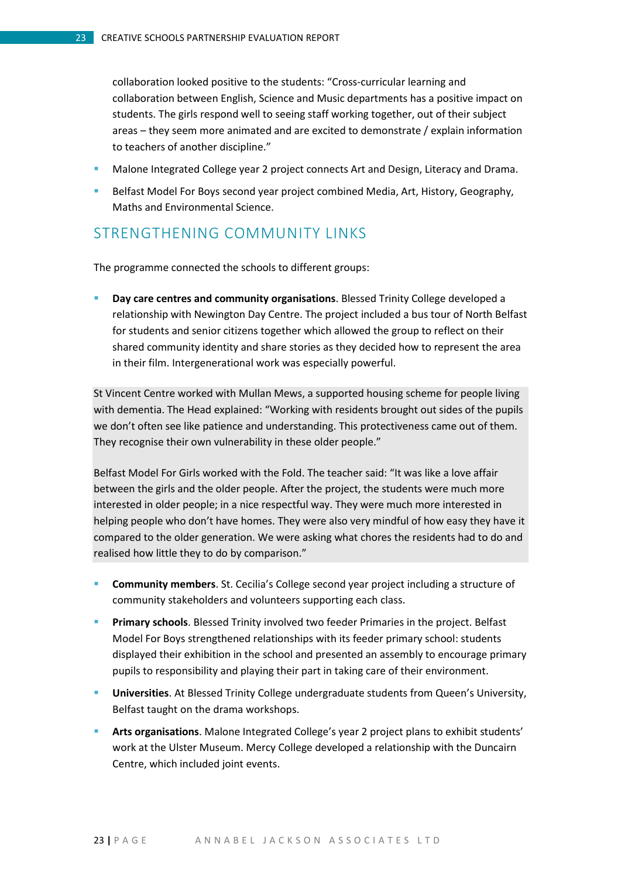collaboration looked positive to the students: "Cross-curricular learning and collaboration between English, Science and Music departments has a positive impact on students. The girls respond well to seeing staff working together, out of their subject areas – they seem more animated and are excited to demonstrate / explain information to teachers of another discipline."

- Malone Integrated College year 2 project connects Art and Design, Literacy and Drama.
- Belfast Model For Boys second year project combined Media, Art, History, Geography, Maths and Environmental Science.

## STRENGTHENING COMMUNITY LINKS

The programme connected the schools to different groups:

- **Day care centres and community organisations**. Blessed Trinity College developed a relationship with Newington Day Centre. The project included a bus tour of North Belfast for students and senior citizens together which allowed the group to reflect on their shared community identity and share stories as they decided how to represent the area in their film. Intergenerational work was especially powerful.

St Vincent Centre worked with Mullan Mews, a supported housing scheme for people living with dementia. The Head explained: "Working with residents brought out sides of the pupils we don't often see like patience and understanding. This protectiveness came out of them. They recognise their own vulnerability in these older people."

Belfast Model For Girls worked with the Fold. The teacher said: "It was like a love affair between the girls and the older people. After the project, the students were much more interested in older people; in a nice respectful way. They were much more interested in helping people who don't have homes. They were also very mindful of how easy they have it compared to the older generation. We were asking what chores the residents had to do and realised how little they to do by comparison."

- **Community members**. St. Cecilia's College second year project including a structure of community stakeholders and volunteers supporting each class.
- **Primary schools**. Blessed Trinity involved two feeder Primaries in the project. Belfast Model For Boys strengthened relationships with its feeder primary school: students displayed their exhibition in the school and presented an assembly to encourage primary pupils to responsibility and playing their part in taking care of their environment.
- **Universities**. At Blessed Trinity College undergraduate students from Queen's University, Belfast taught on the drama workshops.
- **Arts organisations**. Malone Integrated College's year 2 project plans to exhibit students' work at the Ulster Museum. Mercy College developed a relationship with the Duncairn Centre, which included joint events.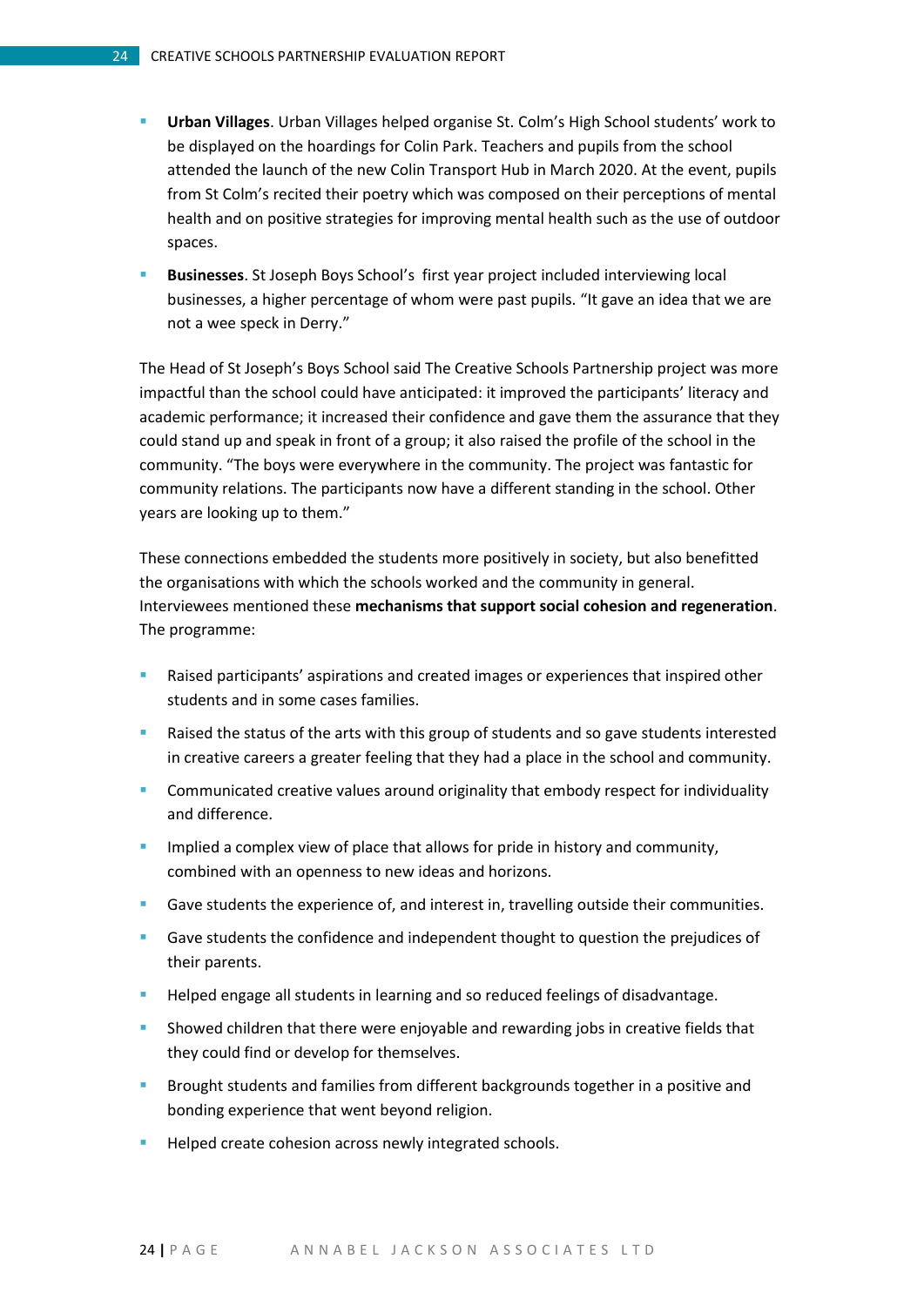- **Urban Villages**. Urban Villages helped organise St. Colm's High School students' work to be displayed on the hoardings for Colin Park. Teachers and pupils from the school attended the launch of the new Colin Transport Hub in March 2020. At the event, pupils from St Colm's recited their poetry which was composed on their perceptions of mental health and on positive strategies for improving mental health such as the use of outdoor spaces.
- **Businesses**. St Joseph Boys School's first year project included interviewing local businesses, a higher percentage of whom were past pupils. "It gave an idea that we are not a wee speck in Derry."

The Head of St Joseph's Boys School said The Creative Schools Partnership project was more impactful than the school could have anticipated: it improved the participants' literacy and academic performance; it increased their confidence and gave them the assurance that they could stand up and speak in front of a group; it also raised the profile of the school in the community. "The boys were everywhere in the community. The project was fantastic for community relations. The participants now have a different standing in the school. Other years are looking up to them."

These connections embedded the students more positively in society, but also benefitted the organisations with which the schools worked and the community in general. Interviewees mentioned these **mechanisms that support social cohesion and regeneration**. The programme:

- Raised participants' aspirations and created images or experiences that inspired other students and in some cases families.
- Raised the status of the arts with this group of students and so gave students interested in creative careers a greater feeling that they had a place in the school and community.
- Communicated creative values around originality that embody respect for individuality and difference.
- Implied a complex view of place that allows for pride in history and community, combined with an openness to new ideas and horizons.
- Gave students the experience of, and interest in, travelling outside their communities.
- Gave students the confidence and independent thought to question the prejudices of their parents.
- Helped engage all students in learning and so reduced feelings of disadvantage.
- Showed children that there were enjoyable and rewarding jobs in creative fields that they could find or develop for themselves.
- Brought students and families from different backgrounds together in a positive and bonding experience that went beyond religion.
- Helped create cohesion across newly integrated schools.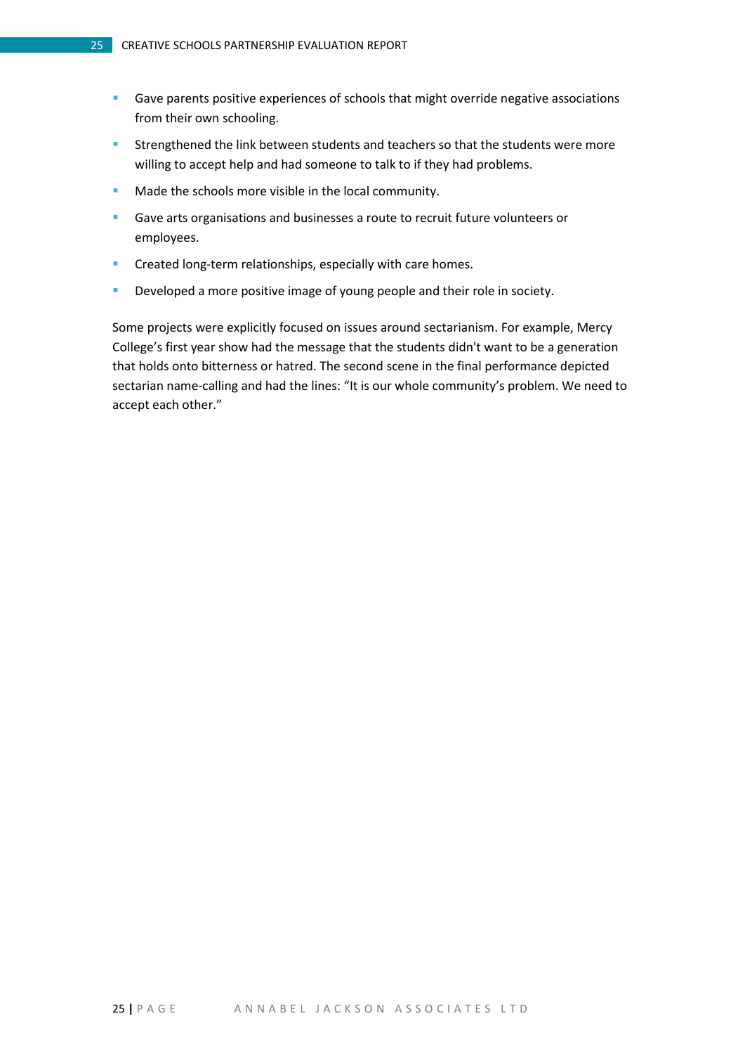- Gave parents positive experiences of schools that might override negative associations from their own schooling.
- Strengthened the link between students and teachers so that the students were more willing to accept help and had someone to talk to if they had problems.
- Made the schools more visible in the local community.
- Gave arts organisations and businesses a route to recruit future volunteers or employees.
- Created long-term relationships, especially with care homes.
- Developed a more positive image of young people and their role in society.

Some projects were explicitly focused on issues around sectarianism. For example, Mercy College's first year show had the message that the students didn't want to be a generation that holds onto bitterness or hatred. The second scene in the final performance depicted sectarian name-calling and had the lines: "It is our whole community's problem. We need to accept each other."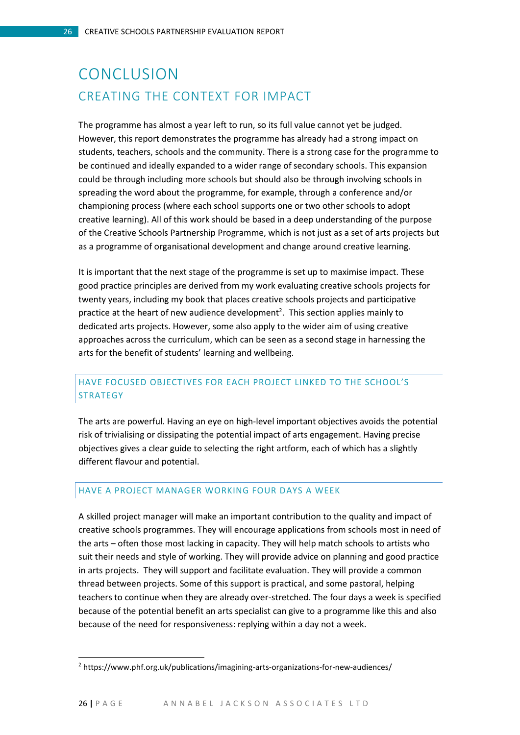# CONCLUSION

## CREATING THE CONTEXT FOR IMPACT

The programme has almost a year left to run, so its full value cannot yet be judged. However, this report demonstrates the programme has already had a strong impact on students, teachers, schools and the community. There is a strong case for the programme to be continued and ideally expanded to a wider range of secondary schools. This expansion could be through including more schools but should also be through involving schools in spreading the word about the programme, for example, through a conference and/or championing process (where each school supports one or two other schools to adopt creative learning). All of this work should be based in a deep understanding of the purpose of the Creative Schools Partnership Programme, which is not just as a set of arts projects but as a programme of organisational development and change around creative learning.

It is important that the next stage of the programme is set up to maximise impact. These good practice principles are derived from my work evaluating creative schools projects for twenty years, including my book that places creative schools projects and participative practice at the heart of new audience development[2]. This section applies mainly to dedicated arts projects. However, some also apply to the wider aim of using creative approaches across the curriculum, which can be seen as a second stage in harnessing the arts for the benefit of students' learning and wellbeing.

### HAVE FOCUSED OBJECTIVES FOR EACH PROJECT LINKED TO THE SCHOOL'S STRATEGY

The arts are powerful. Having an eye on high-level important objectives avoids the potential risk of trivialising or dissipating the potential impact of arts engagement. Having precise objectives gives a clear guide to selecting the right artform, each of which has a slightly different flavour and potential.

### HAVE A PROJECT MANAGER WORKING FOUR DAYS A WEEK

A skilled project manager will make an important contribution to the quality and impact of creative schools programmes. They will encourage applications from schools most in need of the arts – often those most lacking in capacity. They will help match schools to artists who suit their needs and style of working. They will provide advice on planning and good practice in arts projects. They will support and facilitate evaluation. They will provide a common thread between projects. Some of this support is practical, and some pastoral, helping teachers to continue when they are already over-stretched. The four days a week is specified because of the potential benefit an arts specialist can give to a programme like this and also because of the need for responsiveness: replying within a day not a week.

[2] https://www.phf.org.uk/publications/imagining-arts-organizations-for-new-audiences/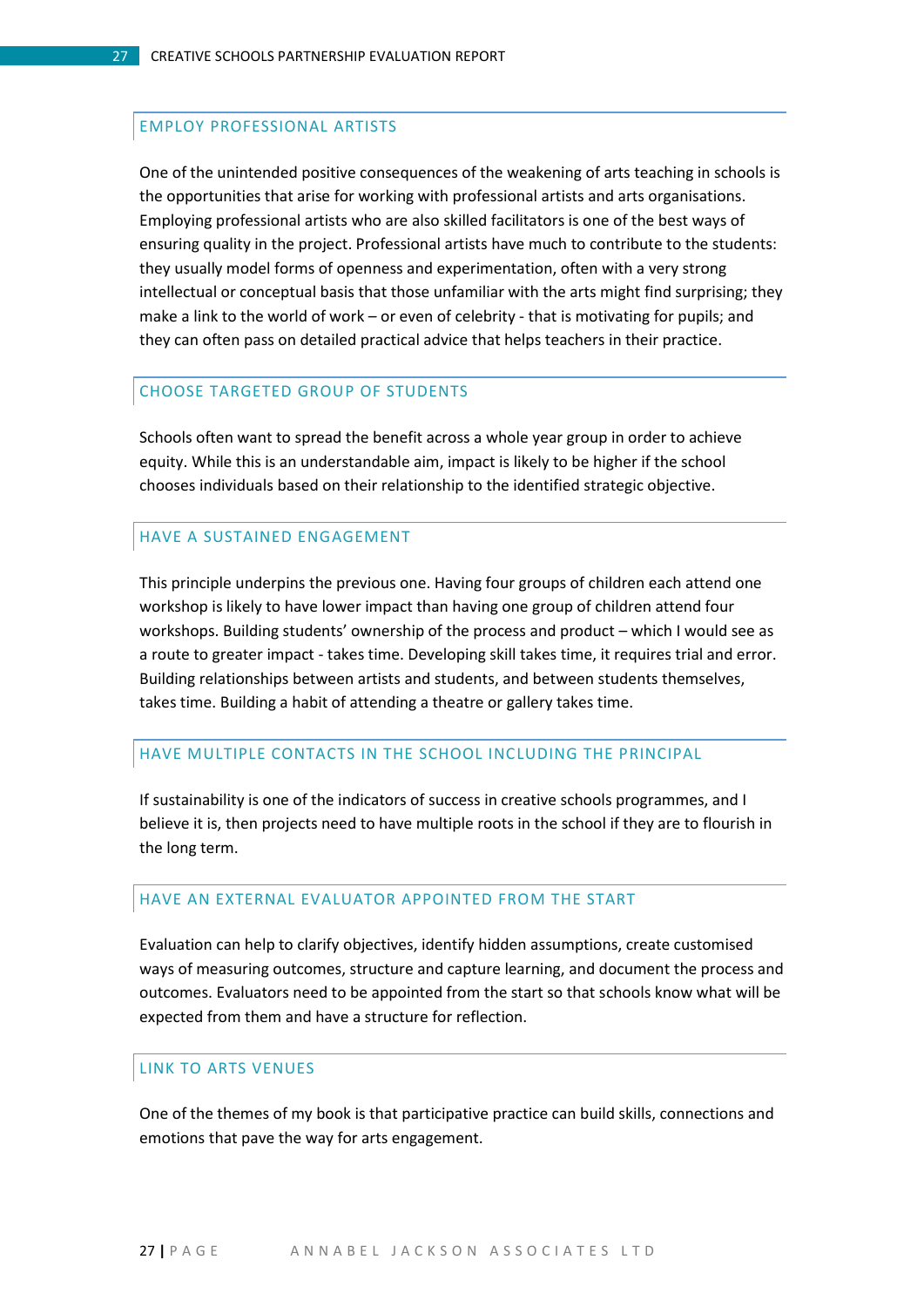### EMPLOY PROFESSIONAL ARTISTS

One of the unintended positive consequences of the weakening of arts teaching in schools is the opportunities that arise for working with professional artists and arts organisations. Employing professional artists who are also skilled facilitators is one of the best ways of ensuring quality in the project. Professional artists have much to contribute to the students: they usually model forms of openness and experimentation, often with a very strong intellectual or conceptual basis that those unfamiliar with the arts might find surprising; they make a link to the world of work – or even of celebrity - that is motivating for pupils; and they can often pass on detailed practical advice that helps teachers in their practice.

### CHOOSE TARGETED GROUP OF STUDENTS

Schools often want to spread the benefit across a whole year group in order to achieve equity. While this is an understandable aim, impact is likely to be higher if the school chooses individuals based on their relationship to the identified strategic objective.

### HAVE A SUSTAINED ENGAGEMENT

This principle underpins the previous one. Having four groups of children each attend one workshop is likely to have lower impact than having one group of children attend four workshops. Building students' ownership of the process and product – which I would see as a route to greater impact - takes time. Developing skill takes time, it requires trial and error. Building relationships between artists and students, and between students themselves, takes time. Building a habit of attending a theatre or gallery takes time.

### HAVE MULTIPLE CONTACTS IN THE SCHOOL INCLUDING THE PRINCIPAL

If sustainability is one of the indicators of success in creative schools programmes, and I believe it is, then projects need to have multiple roots in the school if they are to flourish in the long term.

### HAVE AN EXTERNAL EVALUATOR APPOINTED FROM THE START

Evaluation can help to clarify objectives, identify hidden assumptions, create customised ways of measuring outcomes, structure and capture learning, and document the process and outcomes. Evaluators need to be appointed from the start so that schools know what will be expected from them and have a structure for reflection.

### LINK TO ARTS VENUES

One of the themes of my book is that participative practice can build skills, connections and emotions that pave the way for arts engagement.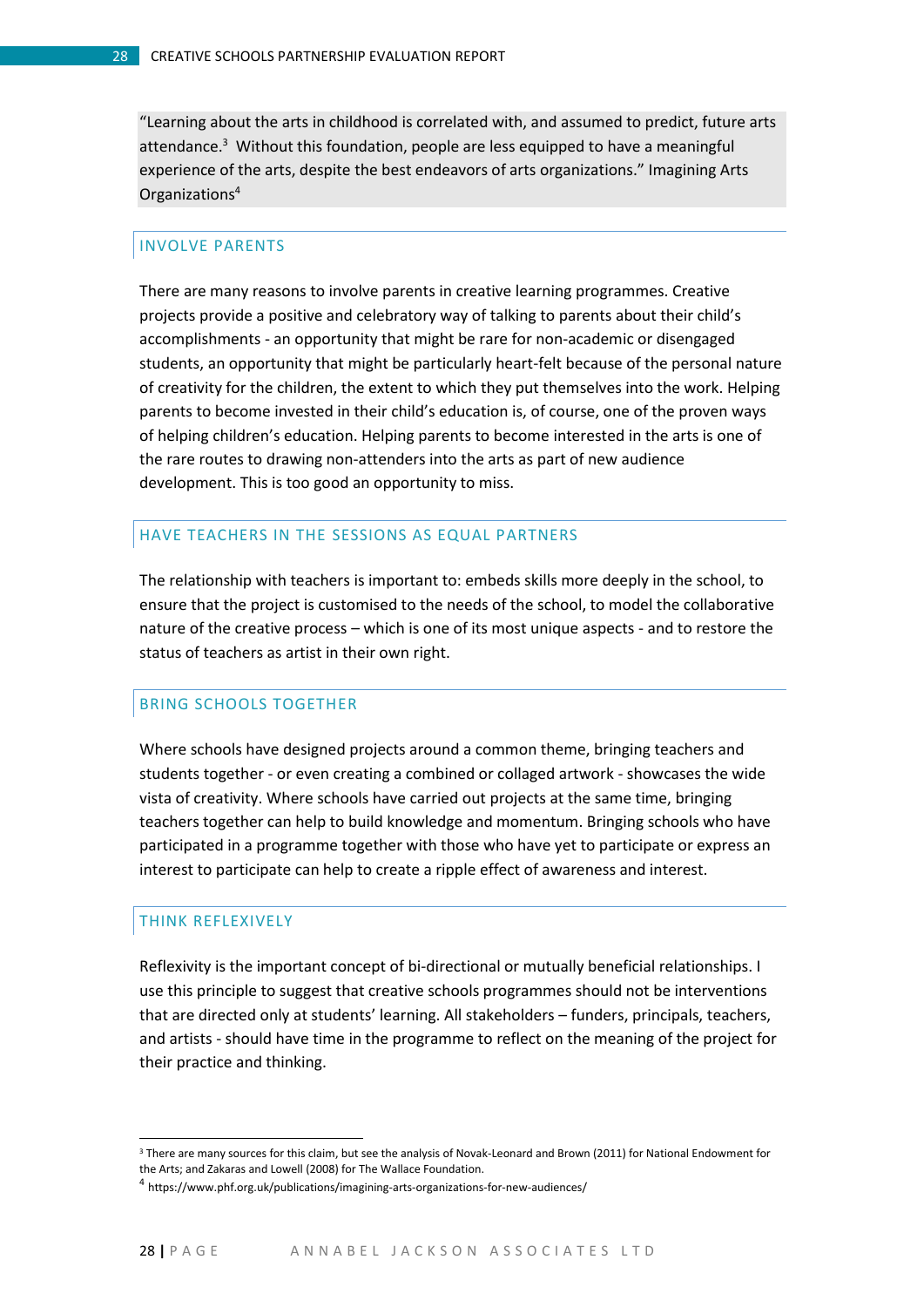"Learning about the arts in childhood is correlated with, and assumed to predict, future arts attendance.[3] Without this foundation, people are less equipped to have a meaningful experience of the arts, despite the best endeavors of arts organizations." Imagining Arts Organizations[4]

## INVOLVE PARENTS

There are many reasons to involve parents in creative learning programmes. Creative projects provide a positive and celebratory way of talking to parents about their child's accomplishments - an opportunity that might be rare for non-academic or disengaged students, an opportunity that might be particularly heart-felt because of the personal nature of creativity for the children, the extent to which they put themselves into the work. Helping parents to become invested in their child's education is, of course, one of the proven ways of helping children's education. Helping parents to become interested in the arts is one of the rare routes to drawing non-attenders into the arts as part of new audience development. This is too good an opportunity to miss.

## HAVE TEACHERS IN THE SESSIONS AS EQUAL PARTNERS

The relationship with teachers is important to: embeds skills more deeply in the school, to ensure that the project is customised to the needs of the school, to model the collaborative nature of the creative process – which is one of its most unique aspects - and to restore the status of teachers as artist in their own right.

## BRING SCHOOLS TOGETHER

Where schools have designed projects around a common theme, bringing teachers and students together - or even creating a combined or collaged artwork - showcases the wide vista of creativity. Where schools have carried out projects at the same time, bringing teachers together can help to build knowledge and momentum. Bringing schools who have participated in a programme together with those who have yet to participate or express an interest to participate can help to create a ripple effect of awareness and interest.

## THINK REFLEXIVELY

Reflexivity is the important concept of bi-directional or mutually beneficial relationships. I use this principle to suggest that creative schools programmes should not be interventions that are directed only at students' learning. All stakeholders – funders, principals, teachers, and artists - should have time in the programme to reflect on the meaning of the project for their practice and thinking.

---

[3] There are many sources for this claim, but see the analysis of Novak-Leonard and Brown (2011) for National Endowment for the Arts; and Zakaras and Lowell (2008) for The Wallace Foundation.

[4] https://www.phf.org.uk/publications/imagining-arts-organizations-for-new-audiences/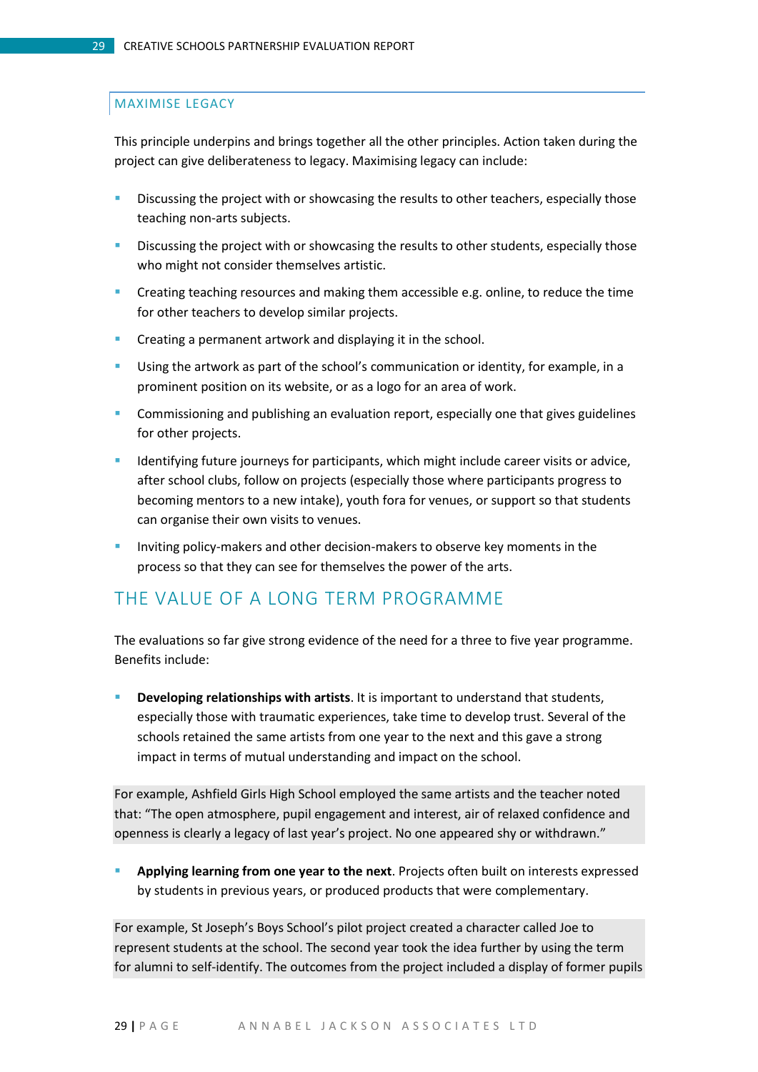### MAXIMISE LEGACY

This principle underpins and brings together all the other principles. Action taken during the project can give deliberateness to legacy. Maximising legacy can include:

- Discussing the project with or showcasing the results to other teachers, especially those teaching non-arts subjects.
- Discussing the project with or showcasing the results to other students, especially those who might not consider themselves artistic.
- Creating teaching resources and making them accessible e.g. online, to reduce the time for other teachers to develop similar projects.
- Creating a permanent artwork and displaying it in the school.
- Using the artwork as part of the school's communication or identity, for example, in a prominent position on its website, or as a logo for an area of work.
- Commissioning and publishing an evaluation report, especially one that gives guidelines for other projects.
- Identifying future journeys for participants, which might include career visits or advice, after school clubs, follow on projects (especially those where participants progress to becoming mentors to a new intake), youth fora for venues, or support so that students can organise their own visits to venues.
- Inviting policy-makers and other decision-makers to observe key moments in the process so that they can see for themselves the power of the arts.

## THE VALUE OF A LONG TERM PROGRAMME

The evaluations so far give strong evidence of the need for a three to five year programme. Benefits include:

- **Developing relationships with artists**. It is important to understand that students, especially those with traumatic experiences, take time to develop trust. Several of the schools retained the same artists from one year to the next and this gave a strong impact in terms of mutual understanding and impact on the school.

For example, Ashfield Girls High School employed the same artists and the teacher noted that: "The open atmosphere, pupil engagement and interest, air of relaxed confidence and openness is clearly a legacy of last year's project. No one appeared shy or withdrawn."

- **Applying learning from one year to the next**. Projects often built on interests expressed by students in previous years, or produced products that were complementary.

For example, St Joseph's Boys School's pilot project created a character called Joe to represent students at the school. The second year took the idea further by using the term for alumni to self-identify. The outcomes from the project included a display of former pupils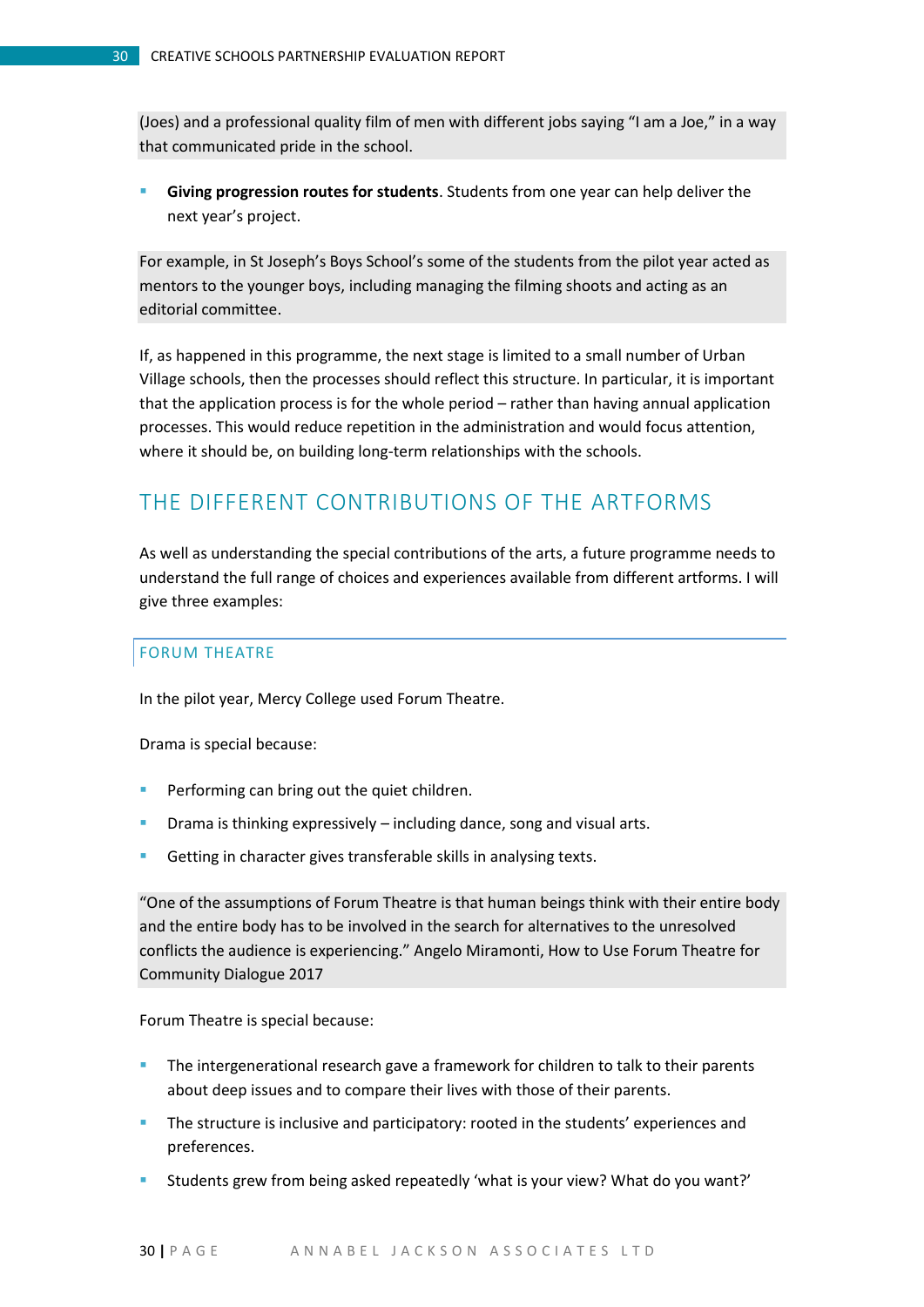(Joes) and a professional quality film of men with different jobs saying "I am a Joe," in a way that communicated pride in the school.

- **Giving progression routes for students**. Students from one year can help deliver the next year's project.

For example, in St Joseph's Boys School's some of the students from the pilot year acted as mentors to the younger boys, including managing the filming shoots and acting as an editorial committee.

If, as happened in this programme, the next stage is limited to a small number of Urban Village schools, then the processes should reflect this structure. In particular, it is important that the application process is for the whole period – rather than having annual application processes. This would reduce repetition in the administration and would focus attention, where it should be, on building long-term relationships with the schools.

## THE DIFFERENT CONTRIBUTIONS OF THE ARTFORMS

As well as understanding the special contributions of the arts, a future programme needs to understand the full range of choices and experiences available from different artforms. I will give three examples:

### FORUM THEATRE

In the pilot year, Mercy College used Forum Theatre.

Drama is special because:

- Performing can bring out the quiet children.
- Drama is thinking expressively – including dance, song and visual arts.
- Getting in character gives transferable skills in analysing texts.

"One of the assumptions of Forum Theatre is that human beings think with their entire body and the entire body has to be involved in the search for alternatives to the unresolved conflicts the audience is experiencing." Angelo Miramonti, How to Use Forum Theatre for Community Dialogue 2017

Forum Theatre is special because:

- The intergenerational research gave a framework for children to talk to their parents about deep issues and to compare their lives with those of their parents.
- The structure is inclusive and participatory: rooted in the students' experiences and preferences.
- Students grew from being asked repeatedly 'what is your view? What do you want?'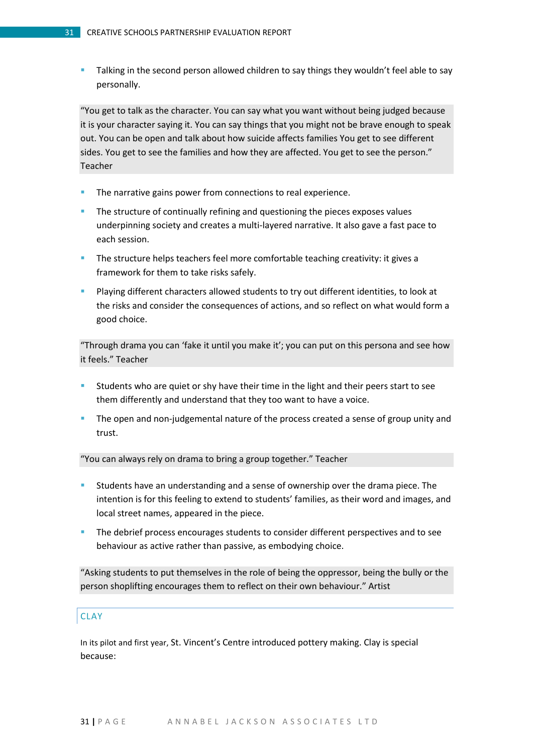- Talking in the second person allowed children to say things they wouldn't feel able to say personally.

> "You get to talk as the character. You can say what you want without being judged because it is your character saying it. You can say things that you might not be brave enough to speak out. You can be open and talk about how suicide affects families You get to see different sides. You get to see the families and how they are affected. You get to see the person." Teacher

- The narrative gains power from connections to real experience.
- The structure of continually refining and questioning the pieces exposes values underpinning society and creates a multi-layered narrative. It also gave a fast pace to each session.
- The structure helps teachers feel more comfortable teaching creativity: it gives a framework for them to take risks safely.
- Playing different characters allowed students to try out different identities, to look at the risks and consider the consequences of actions, and so reflect on what would form a good choice.

> "Through drama you can 'fake it until you make it'; you can put on this persona and see how it feels." Teacher

- Students who are quiet or shy have their time in the light and their peers start to see them differently and understand that they too want to have a voice.
- The open and non-judgemental nature of the process created a sense of group unity and trust.

> "You can always rely on drama to bring a group together." Teacher

- Students have an understanding and a sense of ownership over the drama piece. The intention is for this feeling to extend to students' families, as their word and images, and local street names, appeared in the piece.
- The debrief process encourages students to consider different perspectives and to see behaviour as active rather than passive, as embodying choice.

> "Asking students to put themselves in the role of being the oppressor, being the bully or the person shoplifting encourages them to reflect on their own behaviour." Artist

## CLAY

In its pilot and first year, St. Vincent's Centre introduced pottery making. Clay is special because: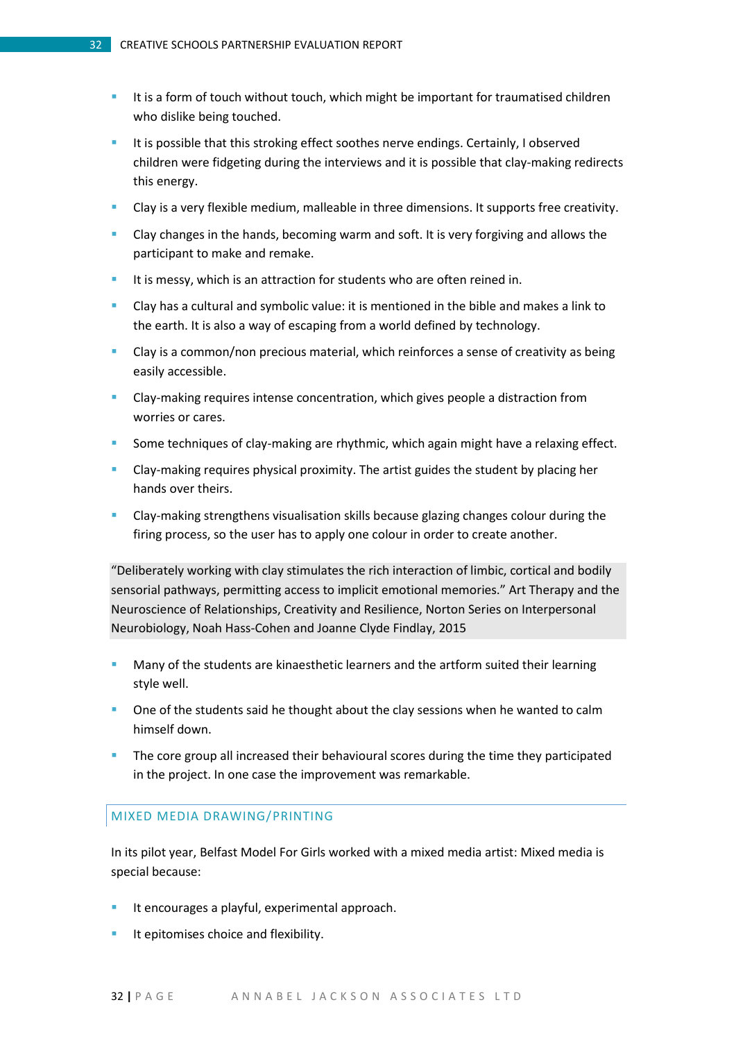- It is a form of touch without touch, which might be important for traumatised children who dislike being touched.
- It is possible that this stroking effect soothes nerve endings. Certainly, I observed children were fidgeting during the interviews and it is possible that clay-making redirects this energy.
- Clay is a very flexible medium, malleable in three dimensions. It supports free creativity.
- Clay changes in the hands, becoming warm and soft. It is very forgiving and allows the participant to make and remake.
- It is messy, which is an attraction for students who are often reined in.
- Clay has a cultural and symbolic value: it is mentioned in the bible and makes a link to the earth. It is also a way of escaping from a world defined by technology.
- Clay is a common/non precious material, which reinforces a sense of creativity as being easily accessible.
- Clay-making requires intense concentration, which gives people a distraction from worries or cares.
- Some techniques of clay-making are rhythmic, which again might have a relaxing effect.
- Clay-making requires physical proximity. The artist guides the student by placing her hands over theirs.
- Clay-making strengthens visualisation skills because glazing changes colour during the firing process, so the user has to apply one colour in order to create another.

> "Deliberately working with clay stimulates the rich interaction of limbic, cortical and bodily sensorial pathways, permitting access to implicit emotional memories." Art Therapy and the Neuroscience of Relationships, Creativity and Resilience, Norton Series on Interpersonal Neurobiology, Noah Hass-Cohen and Joanne Clyde Findlay, 2015

- Many of the students are kinaesthetic learners and the artform suited their learning style well.
- One of the students said he thought about the clay sessions when he wanted to calm himself down.
- The core group all increased their behavioural scores during the time they participated in the project. In one case the improvement was remarkable.

## MIXED MEDIA DRAWING/PRINTING

In its pilot year, Belfast Model For Girls worked with a mixed media artist: Mixed media is special because:

- It encourages a playful, experimental approach.
- It epitomises choice and flexibility.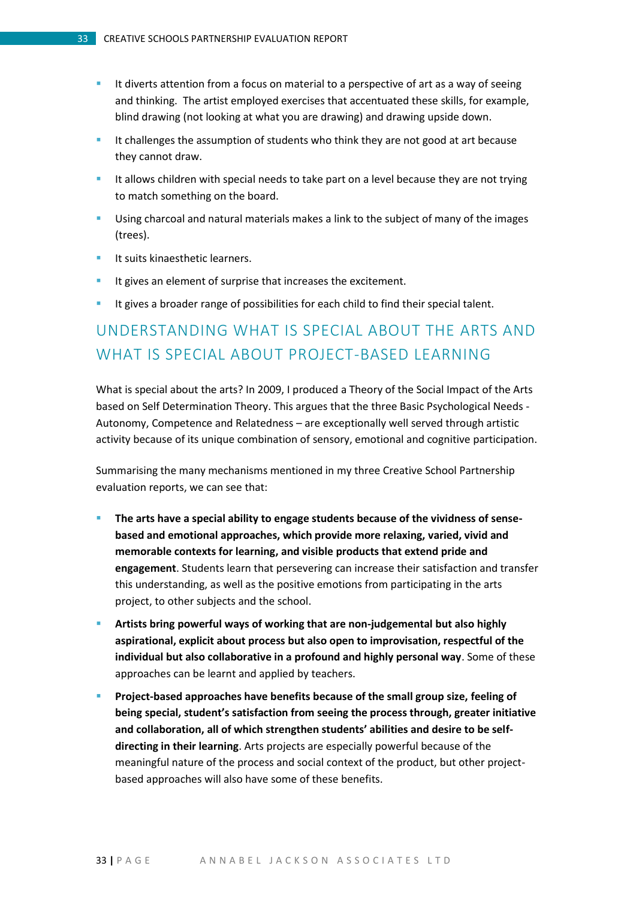- It diverts attention from a focus on material to a perspective of art as a way of seeing and thinking. The artist employed exercises that accentuated these skills, for example, blind drawing (not looking at what you are drawing) and drawing upside down.
- It challenges the assumption of students who think they are not good at art because they cannot draw.
- It allows children with special needs to take part on a level because they are not trying to match something on the board.
- Using charcoal and natural materials makes a link to the subject of many of the images (trees).
- It suits kinaesthetic learners.
- It gives an element of surprise that increases the excitement.
- It gives a broader range of possibilities for each child to find their special talent.

## UNDERSTANDING WHAT IS SPECIAL ABOUT THE ARTS AND WHAT IS SPECIAL ABOUT PROJECT-BASED LEARNING

What is special about the arts? In 2009, I produced a Theory of the Social Impact of the Arts based on Self Determination Theory. This argues that the three Basic Psychological Needs - Autonomy, Competence and Relatedness – are exceptionally well served through artistic activity because of its unique combination of sensory, emotional and cognitive participation.

Summarising the many mechanisms mentioned in my three Creative School Partnership evaluation reports, we can see that:

- **The arts have a special ability to engage students because of the vividness of sense-based and emotional approaches, which provide more relaxing, varied, vivid and memorable contexts for learning, and visible products that extend pride and engagement**. Students learn that persevering can increase their satisfaction and transfer this understanding, as well as the positive emotions from participating in the arts project, to other subjects and the school.
- **Artists bring powerful ways of working that are non-judgemental but also highly aspirational, explicit about process but also open to improvisation, respectful of the individual but also collaborative in a profound and highly personal way**. Some of these approaches can be learnt and applied by teachers.
- **Project-based approaches have benefits because of the small group size, feeling of being special, student's satisfaction from seeing the process through, greater initiative and collaboration, all of which strengthen students' abilities and desire to be self-directing in their learning**. Arts projects are especially powerful because of the meaningful nature of the process and social context of the product, but other project-based approaches will also have some of these benefits.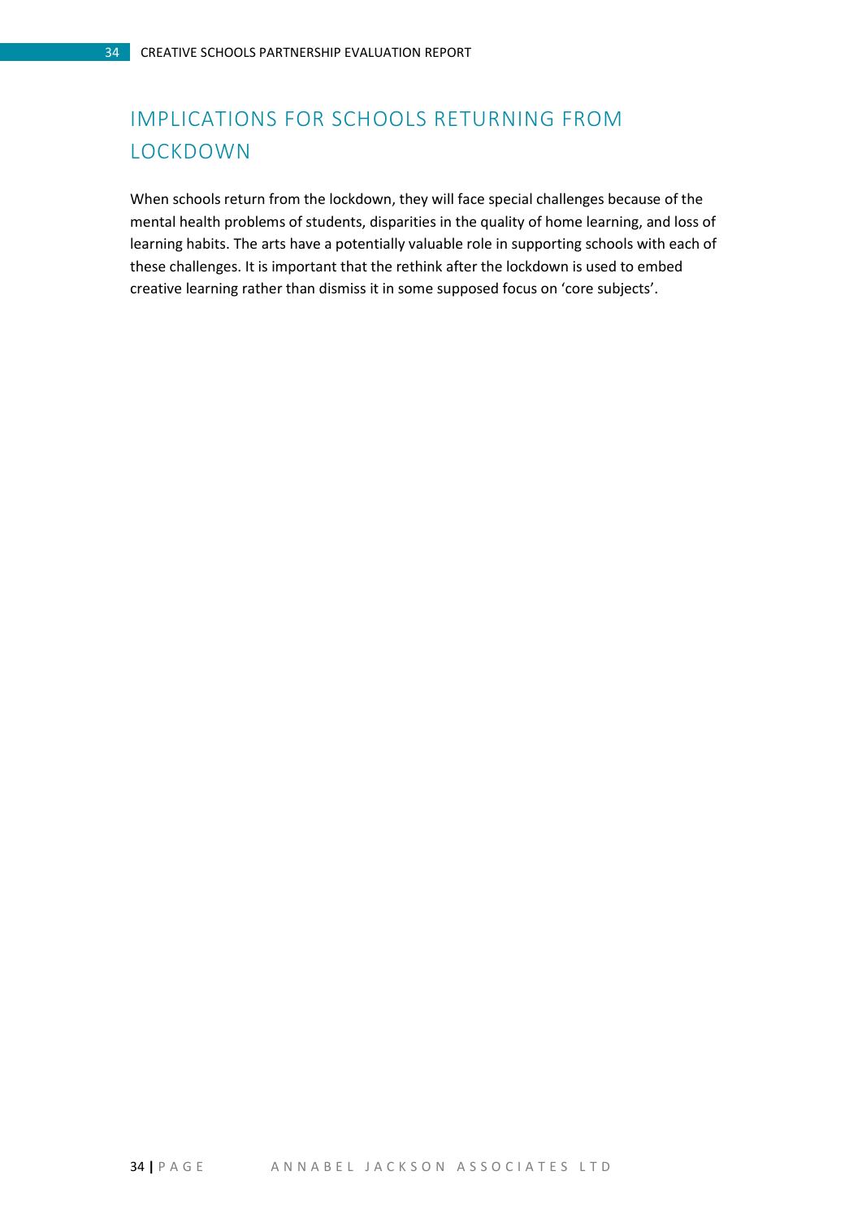## IMPLICATIONS FOR SCHOOLS RETURNING FROM LOCKDOWN

When schools return from the lockdown, they will face special challenges because of the mental health problems of students, disparities in the quality of home learning, and loss of learning habits. The arts have a potentially valuable role in supporting schools with each of these challenges. It is important that the rethink after the lockdown is used to embed creative learning rather than dismiss it in some supposed focus on 'core subjects'.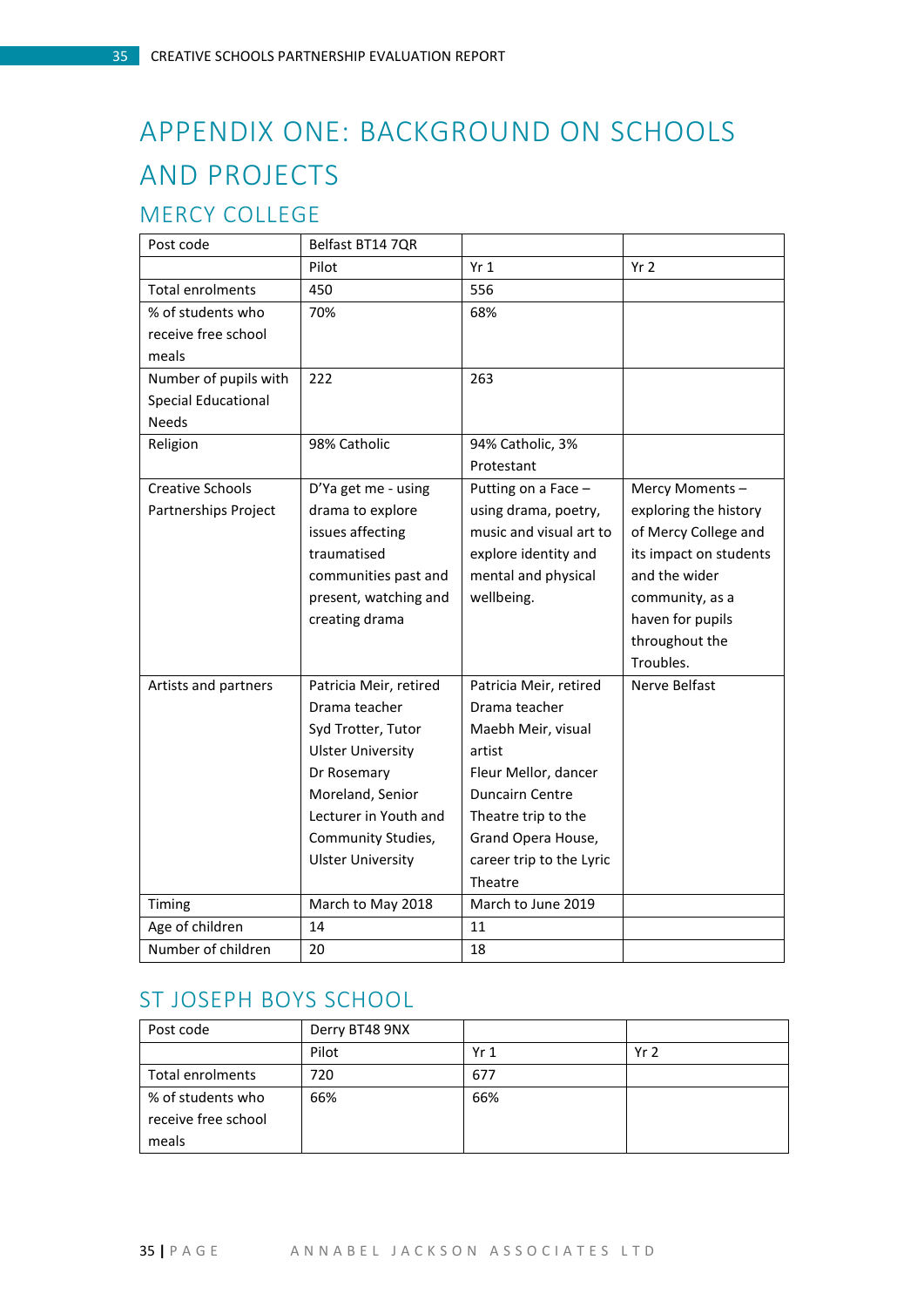# APPENDIX ONE: BACKGROUND ON SCHOOLS AND PROJECTS

## MERCY COLLEGE

| Post code | Belfast BT14 7QR | | |
|---|---|---|---|
| | Pilot | Yr 1 | Yr 2 |
| Total enrolments | 450 | 556 | |
| % of students who receive free school meals | 70% | 68% | |
| Number of pupils with Special Educational Needs | 222 | 263 | |
| Religion | 98% Catholic | 94% Catholic, 3% Protestant | |
| Creative Schools Partnerships Project | D'Ya get me - using drama to explore issues affecting traumatised communities past and present, watching and creating drama | Putting on a Face – using drama, poetry, music and visual art to explore identity and mental and physical wellbeing. | Mercy Moments – exploring the history of Mercy College and its impact on students and the wider community, as a haven for pupils throughout the Troubles. |
| Artists and partners | Patricia Meir, retired Drama teacher<br>Syd Trotter, Tutor Ulster University<br>Dr Rosemary Moreland, Senior Lecturer in Youth and Community Studies, Ulster University | Patricia Meir, retired Drama teacher<br>Maebh Meir, visual artist<br>Fleur Mellor, dancer<br>Duncairn Centre<br>Theatre trip to the Grand Opera House, career trip to the Lyric Theatre | Nerve Belfast |
| Timing | March to May 2018 | March to June 2019 | |
| Age of children | 14 | 11 | |
| Number of children | 20 | 18 | |

## ST JOSEPH BOYS SCHOOL

| Post code | Derry BT48 9NX | | |
|---|---|---|---|
| | Pilot | Yr 1 | Yr 2 |
| Total enrolments | 720 | 677 | |
| % of students who receive free school meals | 66% | 66% | |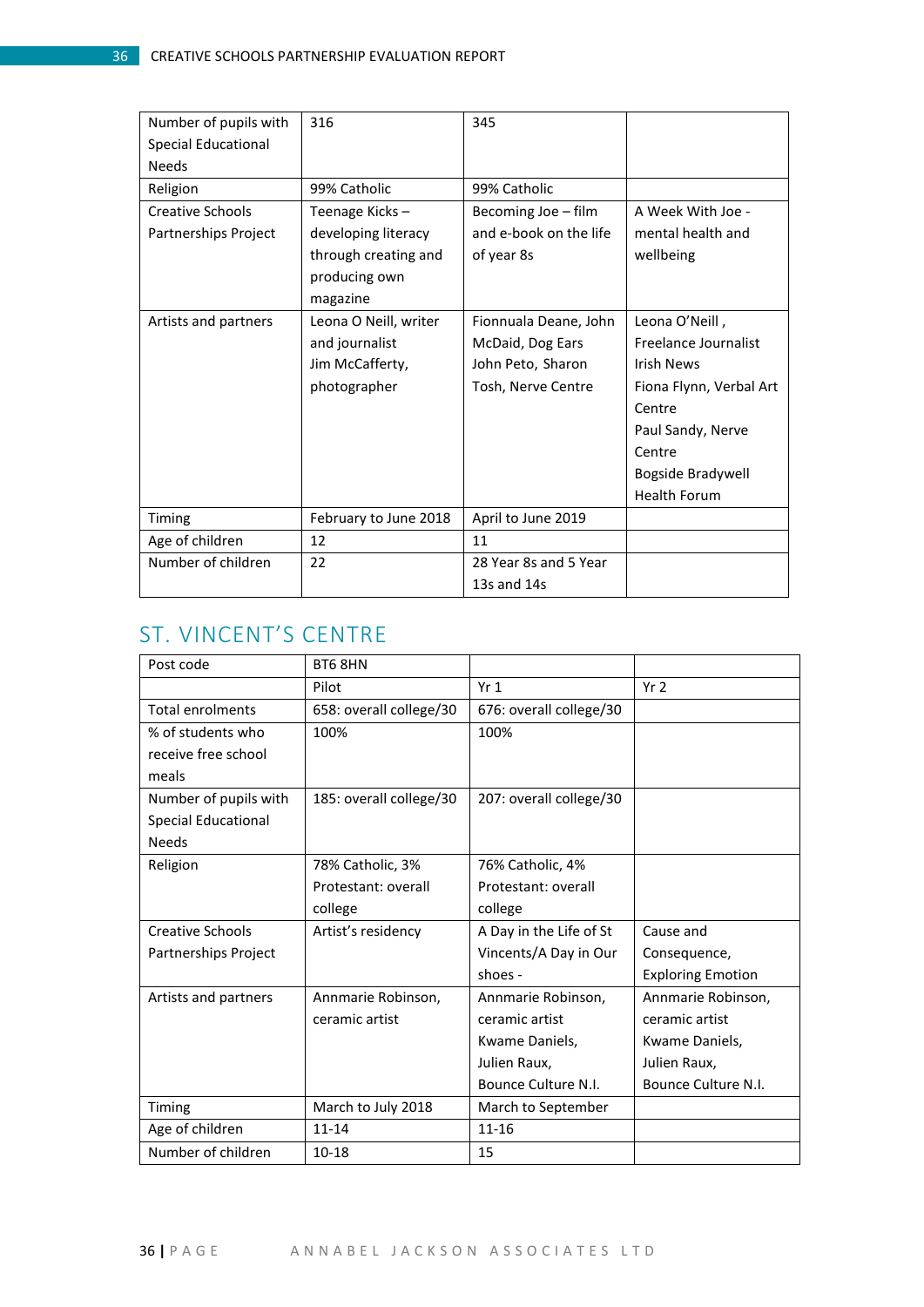| | | | |
|---|---|---|---|
| Number of pupils with Special Educational Needs | 316 | 345 | |
| Religion | 99% Catholic | 99% Catholic | |
| Creative Schools Partnerships Project | Teenage Kicks – developing literacy through creating and producing own magazine | Becoming Joe – film and e-book on the life of year 8s | A Week With Joe - mental health and wellbeing |
| Artists and partners | Leona O Neill, writer and journalist<br>Jim McCafferty, photographer | Fionnuala Deane, John McDaid, Dog Ears<br>John Peto, Sharon Tosh, Nerve Centre | Leona O'Neill , Freelance Journalist Irish News<br>Fiona Flynn, Verbal Art Centre<br>Paul Sandy, Nerve Centre<br>Bogside Bradywell Health Forum |
| Timing | February to June 2018 | April to June 2019 | |
| Age of children | 12 | 11 | |
| Number of children | 22 | 28 Year 8s and 5 Year 13s and 14s | |

## ST. VINCENT'S CENTRE

| Post code | BT6 8HN | | |
|---|---|---|---|
| | Pilot | Yr 1 | Yr 2 |
| Total enrolments | 658: overall college/30 | 676: overall college/30 | |
| % of students who receive free school meals | 100% | 100% | |
| Number of pupils with Special Educational Needs | 185: overall college/30 | 207: overall college/30 | |
| Religion | 78% Catholic, 3% Protestant: overall college | 76% Catholic, 4% Protestant: overall college | |
| Creative Schools Partnerships Project | Artist's residency | A Day in the Life of St Vincents/A Day in Our shoes - | Cause and Consequence, Exploring Emotion |
| Artists and partners | Annmarie Robinson, ceramic artist | Annmarie Robinson, ceramic artist<br>Kwame Daniels, Julien Raux,<br>Bounce Culture N.I. | Annmarie Robinson, ceramic artist<br>Kwame Daniels, Julien Raux,<br>Bounce Culture N.I. |
| Timing | March to July 2018 | March to September | |
| Age of children | 11-14 | 11-16 | |
| Number of children | 10-18 | 15 | |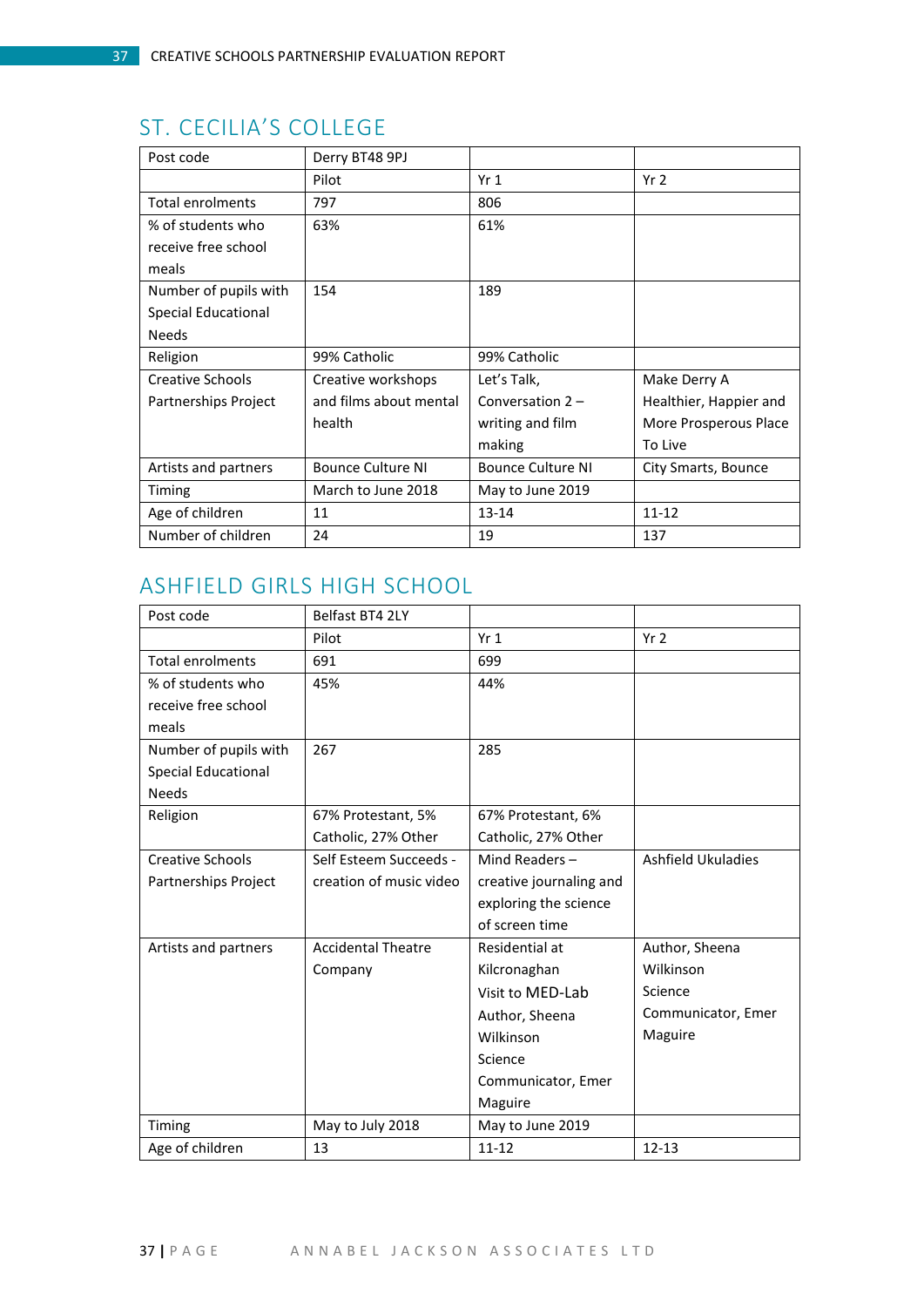## ST. CECILIA'S COLLEGE

| Post code | Derry BT48 9PJ | | |
|---|---|---|---|
| | Pilot | Yr 1 | Yr 2 |
| Total enrolments | 797 | 806 | |
| % of students who receive free school meals | 63% | 61% | |
| Number of pupils with Special Educational Needs | 154 | 189 | |
| Religion | 99% Catholic | 99% Catholic | |
| Creative Schools Partnerships Project | Creative workshops and films about mental health | Let's Talk, Conversation 2 – writing and film making | Make Derry A Healthier, Happier and More Prosperous Place To Live |
| Artists and partners | Bounce Culture NI | Bounce Culture NI | City Smarts, Bounce |
| Timing | March to June 2018 | May to June 2019 | |
| Age of children | 11 | 13-14 | 11-12 |
| Number of children | 24 | 19 | 137 |

## ASHFIELD GIRLS HIGH SCHOOL

| Post code | Belfast BT4 2LY | | |
|---|---|---|---|
| | Pilot | Yr 1 | Yr 2 |
| Total enrolments | 691 | 699 | |
| % of students who receive free school meals | 45% | 44% | |
| Number of pupils with Special Educational Needs | 267 | 285 | |
| Religion | 67% Protestant, 5% Catholic, 27% Other | 67% Protestant, 6% Catholic, 27% Other | |
| Creative Schools Partnerships Project | Self Esteem Succeeds - creation of music video | Mind Readers – creative journaling and exploring the science of screen time | Ashfield Ukuladies |
| Artists and partners | Accidental Theatre Company | Residential at Kilcronaghan<br>Visit to MED-Lab<br>Author, Sheena Wilkinson<br>Science Communicator, Emer Maguire | Author, Sheena Wilkinson<br>Science Communicator, Emer Maguire |
| Timing | May to July 2018 | May to June 2019 | |
| Age of children | 13 | 11-12 | 12-13 |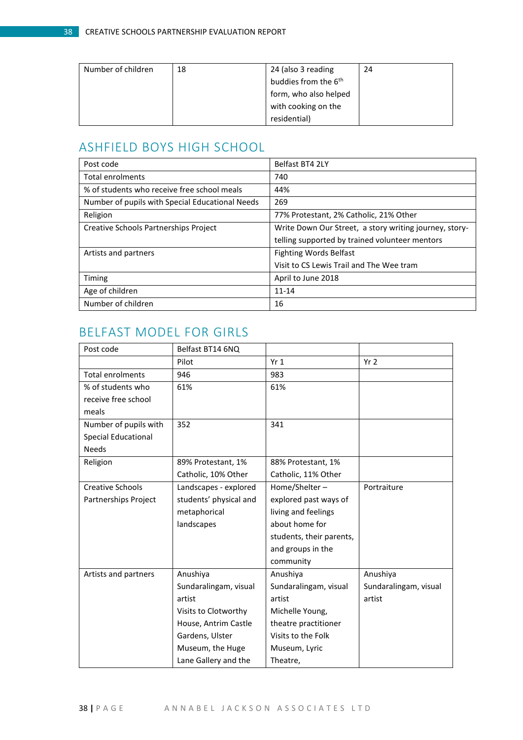| Number of children | 18 | 24 (also 3 reading buddies from the 6th form, who also helped with cooking on the residential) | 24 |
|---|---|---|---|

## ASHFIELD BOYS HIGH SCHOOL

| Post code | Belfast BT4 2LY |
|---|---|
| Total enrolments | 740 |
| % of students who receive free school meals | 44% |
| Number of pupils with Special Educational Needs | 269 |
| Religion | 77% Protestant, 2% Catholic, 21% Other |
| Creative Schools Partnerships Project | Write Down Our Street, a story writing journey, story-telling supported by trained volunteer mentors |
| Artists and partners | Fighting Words Belfast<br>Visit to CS Lewis Trail and The Wee tram |
| Timing | April to June 2018 |
| Age of children | 11-14 |
| Number of children | 16 |

## BELFAST MODEL FOR GIRLS

| Post code | Belfast BT14 6NQ | | |
|---|---|---|---|
| | Pilot | Yr 1 | Yr 2 |
| Total enrolments | 946 | 983 | |
| % of students who receive free school meals | 61% | 61% | |
| Number of pupils with Special Educational Needs | 352 | 341 | |
| Religion | 89% Protestant, 1% Catholic, 10% Other | 88% Protestant, 1% Catholic, 11% Other | |
| Creative Schools Partnerships Project | Landscapes - explored students' physical and metaphorical landscapes | Home/Shelter – explored past ways of living and feelings about home for students, their parents, and groups in the community | Portraiture |
| Artists and partners | Anushiya Sundaralingam, visual artist<br>Visits to Clotworthy House, Antrim Castle Gardens, Ulster Museum, the Huge Lane Gallery and the | Anushiya Sundaralingam, visual artist<br>Michelle Young, theatre practitioner<br>Visits to the Folk Museum, Lyric Theatre, | Anushiya Sundaralingam, visual artist |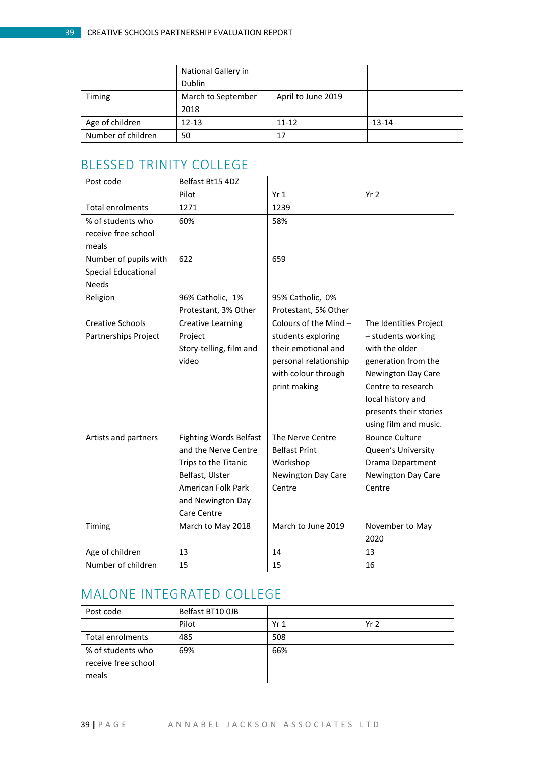| | National Gallery in Dublin | | |
|---|---|---|---|
| Timing | March to September 2018 | April to June 2019 | |
| Age of children | 12-13 | 11-12 | 13-14 |
| Number of children | 50 | 17 | |

## BLESSED TRINITY COLLEGE

| Post code | Belfast Bt15 4DZ | | |
|---|---|---|---|
| | Pilot | Yr 1 | Yr 2 |
| Total enrolments | 1271 | 1239 | |
| % of students who receive free school meals | 60% | 58% | |
| Number of pupils with Special Educational Needs | 622 | 659 | |
| Religion | 96% Catholic, 1% Protestant, 3% Other | 95% Catholic, 0% Protestant, 5% Other | |
| Creative Schools Partnerships Project | Creative Learning Project Story-telling, film and video | Colours of the Mind – students exploring their emotional and personal relationship with colour through print making | The Identities Project – students working with the older generation from the Newington Day Care Centre to research local history and presents their stories using film and music. |
| Artists and partners | Fighting Words Belfast and the Nerve Centre Trips to the Titanic Belfast, Ulster American Folk Park and Newington Day Care Centre | The Nerve Centre Belfast Print Workshop Newington Day Care Centre | Bounce Culture Queen's University Drama Department Newington Day Care Centre |
| Timing | March to May 2018 | March to June 2019 | November to May 2020 |
| Age of children | 13 | 14 | 13 |
| Number of children | 15 | 15 | 16 |

## MALONE INTEGRATED COLLEGE

| Post code | Belfast BT10 0JB | | |
|---|---|---|---|
| | Pilot | Yr 1 | Yr 2 |
| Total enrolments | 485 | 508 | |
| % of students who receive free school meals | 69% | 66% | |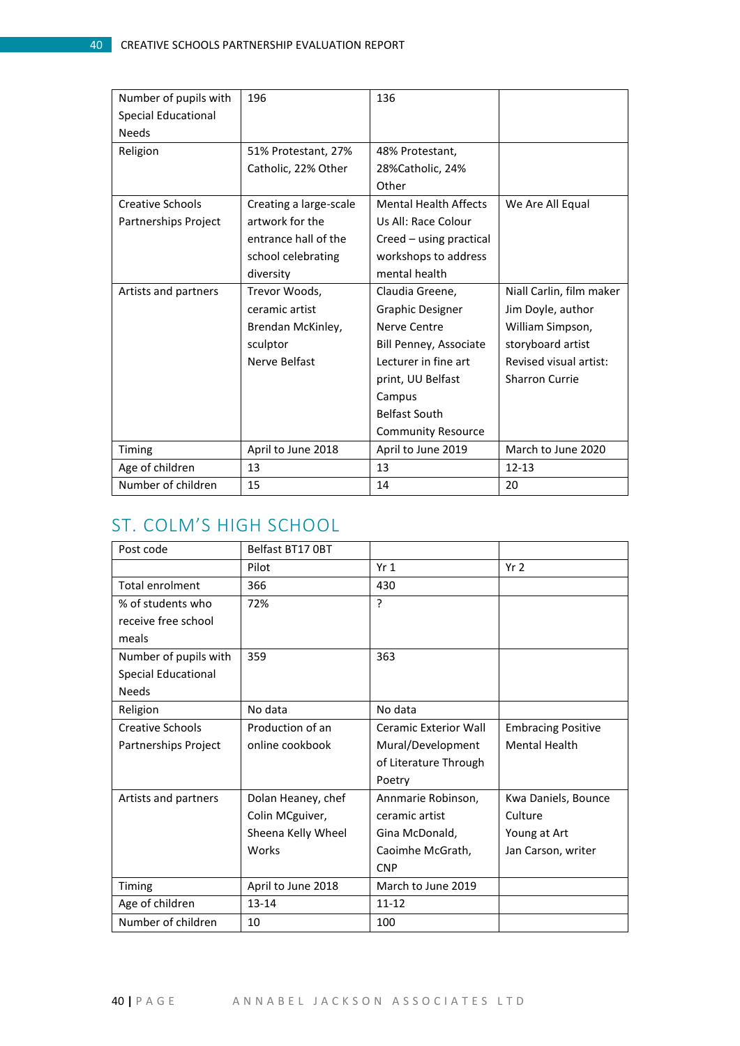| Number of pupils with Special Educational Needs | 196 | 136 | |
|---|---|---|---|
| Religion | 51% Protestant, 27% Catholic, 22% Other | 48% Protestant, 28%Catholic, 24% Other | |
| Creative Schools Partnerships Project | Creating a large-scale artwork for the entrance hall of the school celebrating diversity | Mental Health Affects Us All: Race Colour Creed – using practical workshops to address mental health | We Are All Equal |
| Artists and partners | Trevor Woods, ceramic artist<br>Brendan McKinley, sculptor<br>Nerve Belfast | Claudia Greene, Graphic Designer<br>Nerve Centre<br>Bill Penney, Associate Lecturer in fine art print, UU Belfast Campus<br>Belfast South Community Resource | Niall Carlin, film maker<br>Jim Doyle, author<br>William Simpson, storyboard artist<br>Revised visual artist: Sharron Currie |
| Timing | April to June 2018 | April to June 2019 | March to June 2020 |
| Age of children | 13 | 13 | 12-13 |
| Number of children | 15 | 14 | 20 |

## ST. COLM'S HIGH SCHOOL

| Post code | Belfast BT17 0BT | | |
|---|---|---|---|
| | Pilot | Yr 1 | Yr 2 |
| Total enrolment | 366 | 430 | |
| % of students who receive free school meals | 72% | ? | |
| Number of pupils with Special Educational Needs | 359 | 363 | |
| Religion | No data | No data | |
| Creative Schools Partnerships Project | Production of an online cookbook | Ceramic Exterior Wall Mural/Development of Literature Through Poetry | Embracing Positive Mental Health |
| Artists and partners | Dolan Heaney, chef<br>Colin MCguiver,<br>Sheena Kelly Wheel Works | Annmarie Robinson, ceramic artist<br>Gina McDonald,<br>Caoimhe McGrath, CNP | Kwa Daniels, Bounce Culture<br>Young at Art<br>Jan Carson, writer |
| Timing | April to June 2018 | March to June 2019 | |
| Age of children | 13-14 | 11-12 | |
| Number of children | 10 | 100 | |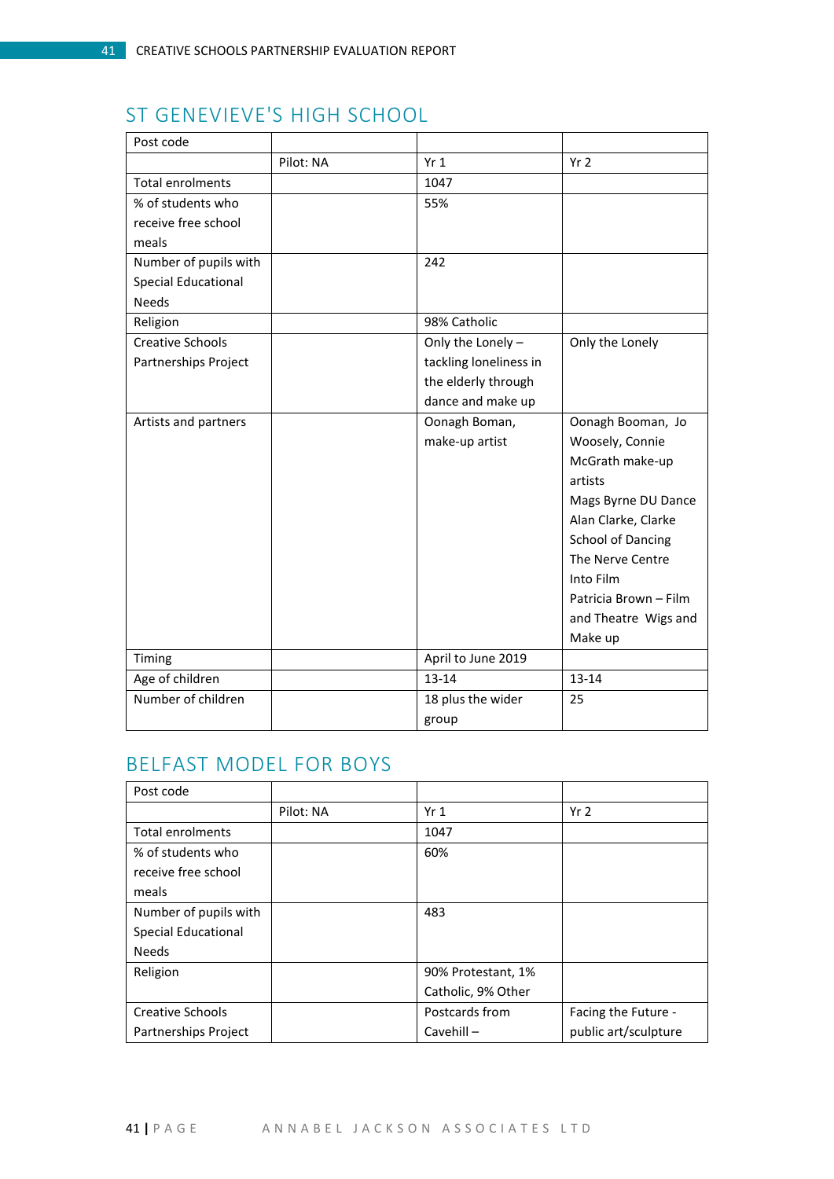## ST GENEVIEVE'S HIGH SCHOOL

| Post code | | | |
|---|---|---|---|
| | Pilot: NA | Yr 1 | Yr 2 |
| Total enrolments | | 1047 | |
| % of students who receive free school meals | | 55% | |
| Number of pupils with Special Educational Needs | | 242 | |
| Religion | | 98% Catholic | |
| Creative Schools Partnerships Project | | Only the Lonely – tackling loneliness in the elderly through dance and make up | Only the Lonely |
| Artists and partners | | Oonagh Boman, make-up artist | Oonagh Booman, Jo Woosely, Connie McGrath make-up artists<br>Mags Byrne DU Dance<br>Alan Clarke, Clarke School of Dancing<br>The Nerve Centre<br>Into Film<br>Patricia Brown – Film and Theatre Wigs and Make up |
| Timing | | April to June 2019 | |
| Age of children | | 13-14 | 13-14 |
| Number of children | | 18 plus the wider group | 25 |

## BELFAST MODEL FOR BOYS

| Post code | | | |
|---|---|---|---|
| | Pilot: NA | Yr 1 | Yr 2 |
| Total enrolments | | 1047 | |
| % of students who receive free school meals | | 60% | |
| Number of pupils with Special Educational Needs | | 483 | |
| Religion | | 90% Protestant, 1% Catholic, 9% Other | |
| Creative Schools Partnerships Project | | Postcards from Cavehill – | Facing the Future - public art/sculpture |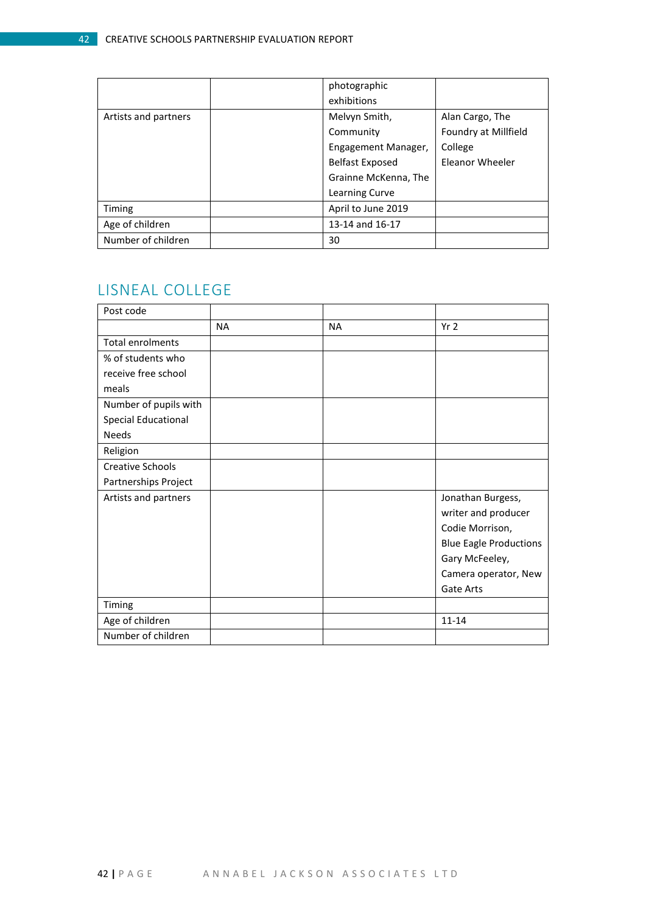| | | | |
|---|---|---|---|
| | | photographic exhibitions | |
| Artists and partners | | Melvyn Smith, Community Engagement Manager, Belfast Exposed Grainne McKenna, The Learning Curve | Alan Cargo, The Foundry at Millfield College Eleanor Wheeler |
| Timing | | April to June 2019 | |
| Age of children | | 13-14 and 16-17 | |
| Number of children | | 30 | |

## LISNEAL COLLEGE

| | | | |
|---|---|---|---|
| Post code | | | |
| | NA | NA | Yr 2 |
| Total enrolments | | | |
| % of students who receive free school meals | | | |
| Number of pupils with Special Educational Needs | | | |
| Religion | | | |
| Creative Schools Partnerships Project | | | |
| Artists and partners | | | Jonathan Burgess, writer and producer Codie Morrison, Blue Eagle Productions Gary McFeeley, Camera operator, New Gate Arts |
| Timing | | | |
| Age of children | | | 11-14 |
| Number of children | | | |